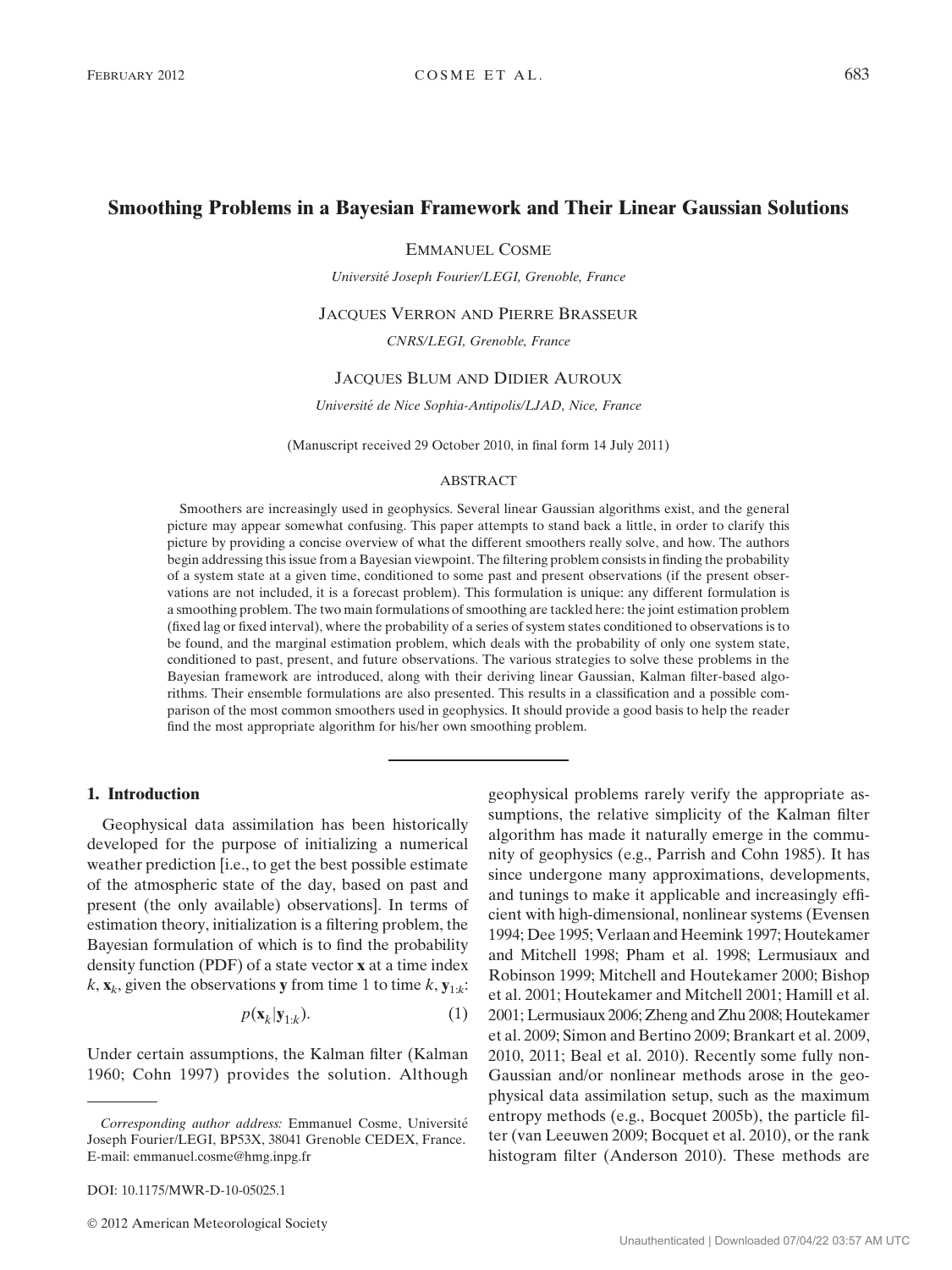# Smoothing Problems in a Bayesian Framework and Their Linear Gaussian Solutions

EMMANUEL COSME

*Université Joseph Fourier/LEGI, Grenoble, France*

JACQUES VERRON AND PIERRE BRASSEUR

*CNRS/LEGI, Grenoble, France*

JACQUES BLUM AND DIDIER AUROUX

*Université de Nice Sophia-Antipolis/LJAD, Nice, France*

(Manuscript received 29 October 2010, in final form 14 July 2011)

## ABSTRACT

Smoothers are increasingly used in geophysics. Several linear Gaussian algorithms exist, and the general picture may appear somewhat confusing. This paper attempts to stand back a little, in order to clarify this picture by providing a concise overview of what the different smoothers really solve, and how. The authors begin addressing this issue from a Bayesian viewpoint. The filtering problem consists in finding the probability of a system state at a given time, conditioned to some past and present observations (if the present observations are not included, it is a forecast problem). This formulation is unique: any different formulation is a smoothing problem. The two main formulations of smoothing are tackled here: the joint estimation problem (fixed lag or fixed interval), where the probability of a series of system states conditioned to observations is to be found, and the marginal estimation problem, which deals with the probability of only one system state, conditioned to past, present, and future observations. The various strategies to solve these problems in the Bayesian framework are introduced, along with their deriving linear Gaussian, Kalman filter-based algorithms. Their ensemble formulations are also presented. This results in a classification and a possible comparison of the most common smoothers used in geophysics. It should provide a good basis to help the reader find the most appropriate algorithm for his/her own smoothing problem.

## 1. Introduction

Geophysical data assimilation has been historically developed for the purpose of initializing a numerical weather prediction [i.e., to get the best possible estimate of the atmospheric state of the day, based on past and present (the only available) observations]. In terms of estimation theory, initialization is a filtering problem, the Bayesian formulation of which is to find the probability density function (PDF) of a state vector $\mathbf{x}$ at a time index $k$, $\mathbf{x}_k$, given the observations $\mathbf{y}$ from time 1 to time $k$, $\mathbf{y}_{1:k}$:

$$p(\mathbf{x}_k|\mathbf{y}_{1:k}). \tag{1}$$

Under certain assumptions, the Kalman filter (Kalman 1960; Cohn 1997) provides the solution. Although geophysical problems rarely verify the appropriate assumptions, the relative simplicity of the Kalman filter algorithm has made it naturally emerge in the community of geophysics (e.g., Parrish and Cohn 1985). It has since undergone many approximations, developments, and tunings to make it applicable and increasingly efficient with high-dimensional, nonlinear systems (Evensen 1994; Dee 1995; Verlaan and Heemink 1997; Houtekamer and Mitchell 1998; Pham et al. 1998; Lermusiaux and Robinson 1999; Mitchell and Houtekamer 2000; Bishop et al. 2001; Houtekamer and Mitchell 2001; Hamill et al. 2001; Lermusiaux 2006; Zheng and Zhu 2008; Houtekamer et al. 2009; Simon and Bertino 2009; Brankart et al. 2009, 2010, 2011; Beal et al. 2010). Recently some fully non-Gaussian and/or nonlinear methods arose in the geophysical data assimilation setup, such as the maximum entropy methods (e.g., Bocquet 2005b), the particle filter (van Leeuwen 2009; Bocquet et al. 2010), or the rank histogram filter (Anderson 2010). These methods are

*Corresponding author address:* Emmanuel Cosme, Université Joseph Fourier/LEGI, BP53X, 38041 Grenoble CEDEX, France.
E-mail: emmanuel.cosme@hmg.inpg.fr

DOI: 10.1175/MWR-D-10-05025.1

© 2012 American Meteorological Society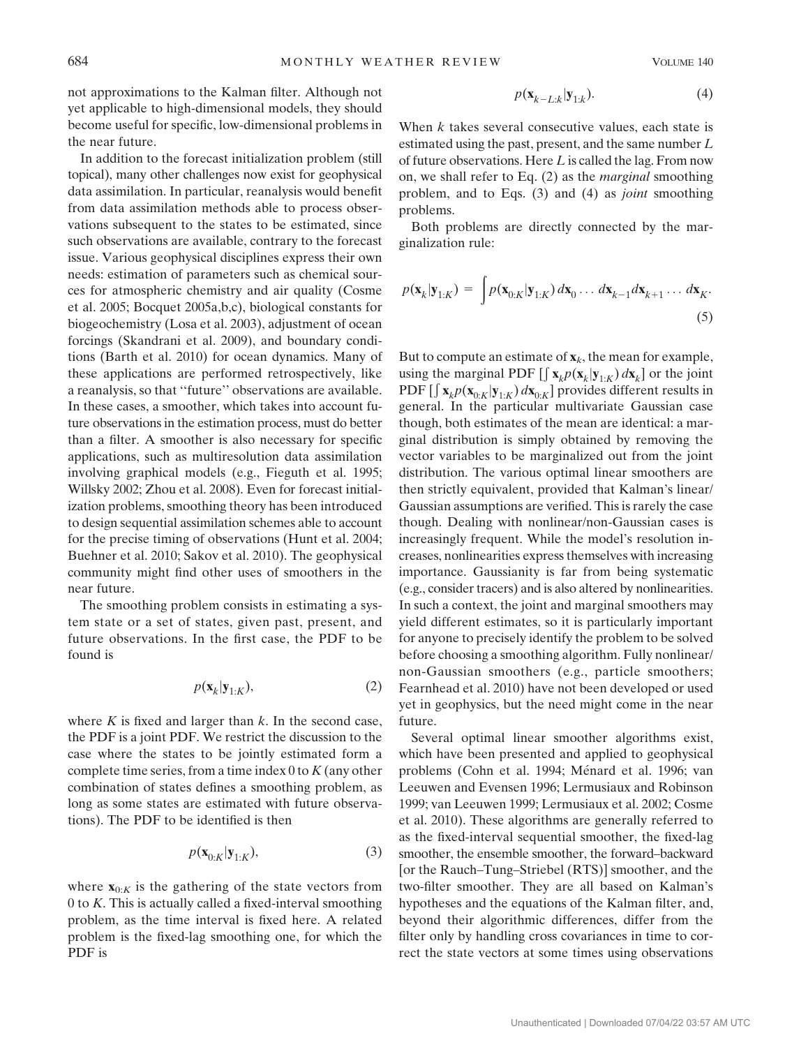not approximations to the Kalman filter. Although not yet applicable to high-dimensional models, they should become useful for specific, low-dimensional problems in the near future.

In addition to the forecast initialization problem (still topical), many other challenges now exist for geophysical data assimilation. In particular, reanalysis would benefit from data assimilation methods able to process observations subsequent to the states to be estimated, since such observations are available, contrary to the forecast issue. Various geophysical disciplines express their own needs: estimation of parameters such as chemical sources for atmospheric chemistry and air quality (Cosme et al. 2005; Bocquet 2005a,b,c), biological constants for biogeochemistry (Losa et al. 2003), adjustment of ocean forcings (Skandrani et al. 2009), and boundary conditions (Barth et al. 2010) for ocean dynamics. Many of these applications are performed retrospectively, like a reanalysis, so that "future" observations are available. In these cases, a smoother, which takes into account future observations in the estimation process, must do better than a filter. A smoother is also necessary for specific applications, such as multiresolution data assimilation involving graphical models (e.g., Fieguth et al. 1995; Willsky 2002; Zhou et al. 2008). Even for forecast initialization problems, smoothing theory has been introduced to design sequential assimilation schemes able to account for the precise timing of observations (Hunt et al. 2004; Buehner et al. 2010; Sakov et al. 2010). The geophysical community might find other uses of smoothers in the near future.

The smoothing problem consists in estimating a system state or a set of states, given past, present, and future observations. In the first case, the PDF to be found is

$$p(\mathbf{x}_k|\mathbf{y}_{1:K}), \tag{2}$$

where $K$ is fixed and larger than $k$. In the second case, the PDF is a joint PDF. We restrict the discussion to the case where the states to be jointly estimated form a complete time series, from a time index 0 to $K$ (any other combination of states defines a smoothing problem, as long as some states are estimated with future observations). The PDF to be identified is then

$$p(\mathbf{x}_{0:K}|\mathbf{y}_{1:K}), \tag{3}$$

where $\mathbf{x}_{0:K}$ is the gathering of the state vectors from 0 to $K$. This is actually called a fixed-interval smoothing problem, as the time interval is fixed here. A related problem is the fixed-lag smoothing one, for which the PDF is

$$p(\mathbf{x}_{k-L:k}|\mathbf{y}_{1:k}). \tag{4}$$

When $k$ takes several consecutive values, each state is estimated using the past, present, and the same number $L$ of future observations. Here $L$ is called the lag. From now on, we shall refer to Eq. (2) as the *marginal* smoothing problem, and to Eqs. (3) and (4) as *joint* smoothing problems.

Both problems are directly connected by the marginalization rule:

$$p(\mathbf{x}_k|\mathbf{y}_{1:K}) = \int p(\mathbf{x}_{0:K}|\mathbf{y}_{1:K})\, d\mathbf{x}_0 \ldots d\mathbf{x}_{k-1} d\mathbf{x}_{k+1} \ldots d\mathbf{x}_K. \tag{5}$$

But to compute an estimate of $\mathbf{x}_k$, the mean for example, using the marginal PDF $[\int \mathbf{x}_k p(\mathbf{x}_k|\mathbf{y}_{1:K})\, d\mathbf{x}_k]$ or the joint PDF $[\int \mathbf{x}_k p(\mathbf{x}_{0:K}|\mathbf{y}_{1:K})\, d\mathbf{x}_{0:K}]$ provides different results in general. In the particular multivariate Gaussian case though, both estimates of the mean are identical: a marginal distribution is simply obtained by removing the vector variables to be marginalized out from the joint distribution. The various optimal linear smoothers are then strictly equivalent, provided that Kalman's linear/Gaussian assumptions are verified. This is rarely the case though. Dealing with nonlinear/non-Gaussian cases is increasingly frequent. While the model's resolution increases, nonlinearities express themselves with increasing importance. Gaussianity is far from being systematic (e.g., consider tracers) and is also altered by nonlinearities. In such a context, the joint and marginal smoothers may yield different estimates, so it is particularly important for anyone to precisely identify the problem to be solved before choosing a smoothing algorithm. Fully nonlinear/non-Gaussian smoothers (e.g., particle smoothers; Fearnhead et al. 2010) have not been developed or used yet in geophysics, but the need might come in the near future.

Several optimal linear smoother algorithms exist, which have been presented and applied to geophysical problems (Cohn et al. 1994; Ménard et al. 1996; van Leeuwen and Evensen 1996; Lermusiaux and Robinson 1999; van Leeuwen 1999; Lermusiaux et al. 2002; Cosme et al. 2010). These algorithms are generally referred to as the fixed-interval sequential smoother, the fixed-lag smoother, the ensemble smoother, the forward–backward [or the Rauch–Tung–Striebel (RTS)] smoother, and the two-filter smoother. They are all based on Kalman's hypotheses and the equations of the Kalman filter, and, beyond their algorithmic differences, differ from the filter only by handling cross covariances in time to correct the state vectors at some times using observations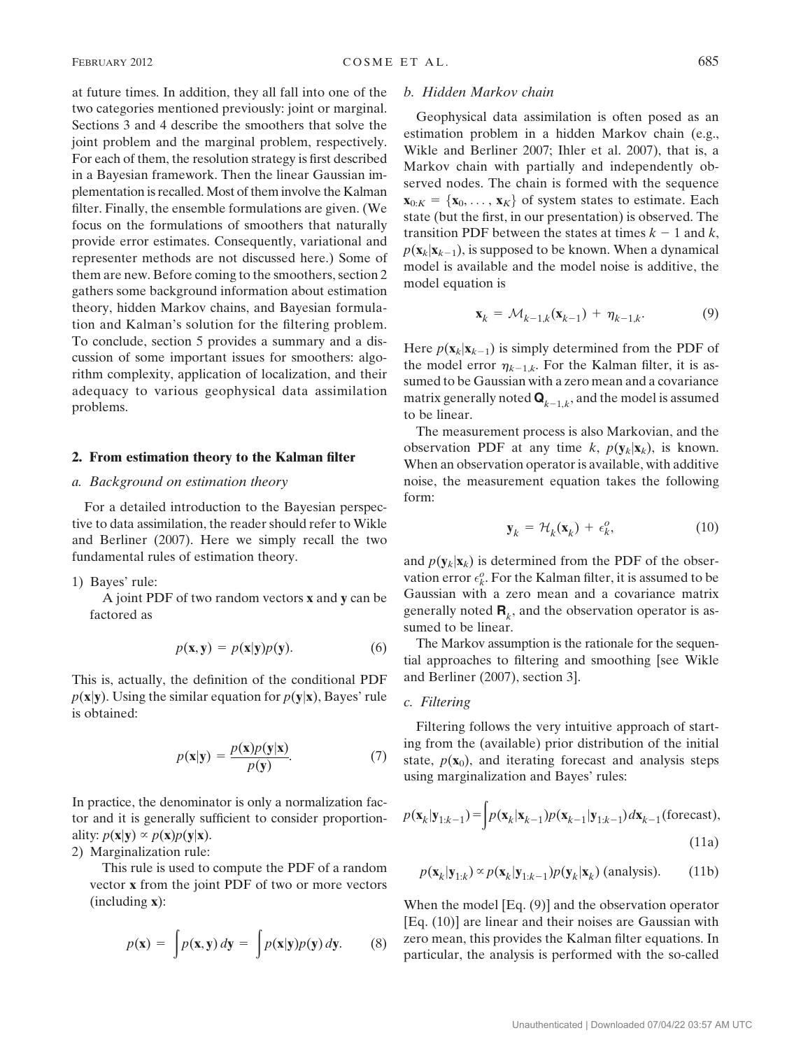at future times. In addition, they all fall into one of the two categories mentioned previously: joint or marginal. Sections 3 and 4 describe the smoothers that solve the joint problem and the marginal problem, respectively. For each of them, the resolution strategy is first described in a Bayesian framework. Then the linear Gaussian implementation is recalled. Most of them involve the Kalman filter. Finally, the ensemble formulations are given. (We focus on the formulations of smoothers that naturally provide error estimates. Consequently, variational and representer methods are not discussed here.) Some of them are new. Before coming to the smoothers, section 2 gathers some background information about estimation theory, hidden Markov chains, and Bayesian formulation and Kalman's solution for the filtering problem. To conclude, section 5 provides a summary and a discussion of some important issues for smoothers: algorithm complexity, application of localization, and their adequacy to various geophysical data assimilation problems.

## 2. From estimation theory to the Kalman filter

### *a. Background on estimation theory*

For a detailed introduction to the Bayesian perspective to data assimilation, the reader should refer to Wikle and Berliner (2007). Here we simply recall the two fundamental rules of estimation theory.

1) Bayes' rule:

   A joint PDF of two random vectors **x** and **y** can be factored as

$$p(\mathbf{x}, \mathbf{y}) = p(\mathbf{x}|\mathbf{y})p(\mathbf{y}). \tag{6}$$

This is, actually, the definition of the conditional PDF $p(\mathbf{x}|\mathbf{y})$. Using the similar equation for $p(\mathbf{y}|\mathbf{x})$, Bayes' rule is obtained:

$$p(\mathbf{x}|\mathbf{y}) = \frac{p(\mathbf{x})p(\mathbf{y}|\mathbf{x})}{p(\mathbf{y})}. \tag{7}$$

In practice, the denominator is only a normalization factor and it is generally sufficient to consider proportionality: $p(\mathbf{x}|\mathbf{y}) \propto p(\mathbf{x})p(\mathbf{y}|\mathbf{x})$.

2) Marginalization rule:

   This rule is used to compute the PDF of a random vector **x** from the joint PDF of two or more vectors (including **x**):

$$p(\mathbf{x}) = \int p(\mathbf{x}, \mathbf{y})\, d\mathbf{y} = \int p(\mathbf{x}|\mathbf{y})p(\mathbf{y})\, d\mathbf{y}. \tag{8}$$

### *b. Hidden Markov chain*

Geophysical data assimilation is often posed as an estimation problem in a hidden Markov chain (e.g., Wikle and Berliner 2007; Ihler et al. 2007), that is, a Markov chain with partially and independently observed nodes. The chain is formed with the sequence $\mathbf{x}_{0:K} = \{\mathbf{x}_0, \ldots, \mathbf{x}_K\}$ of system states to estimate. Each state (but the first, in our presentation) is observed. The transition PDF between the states at times $k-1$ and $k$, $p(\mathbf{x}_k|\mathbf{x}_{k-1})$, is supposed to be known. When a dynamical model is available and the model noise is additive, the model equation is

$$\mathbf{x}_k = \mathcal{M}_{k-1,k}(\mathbf{x}_{k-1}) + \eta_{k-1,k}. \tag{9}$$

Here $p(\mathbf{x}_k|\mathbf{x}_{k-1})$ is simply determined from the PDF of the model error $\eta_{k-1,k}$. For the Kalman filter, it is assumed to be Gaussian with a zero mean and a covariance matrix generally noted $\mathbf{Q}_{k-1,k}$, and the model is assumed to be linear.

The measurement process is also Markovian, and the observation PDF at any time $k$, $p(\mathbf{y}_k|\mathbf{x}_k)$, is known. When an observation operator is available, with additive noise, the measurement equation takes the following form:

$$\mathbf{y}_k = \mathcal{H}_k(\mathbf{x}_k) + \epsilon_k^o, \tag{10}$$

and $p(\mathbf{y}_k|\mathbf{x}_k)$ is determined from the PDF of the observation error $\epsilon_k^o$. For the Kalman filter, it is assumed to be Gaussian with a zero mean and a covariance matrix generally noted $\mathbf{R}_k$, and the observation operator is assumed to be linear.

The Markov assumption is the rationale for the sequential approaches to filtering and smoothing [see Wikle and Berliner (2007), section 3].

### *c. Filtering*

Filtering follows the very intuitive approach of starting from the (available) prior distribution of the initial state, $p(\mathbf{x}_0)$, and iterating forecast and analysis steps using marginalization and Bayes' rules:

$$p(\mathbf{x}_k|\mathbf{y}_{1:k-1}) = \int p(\mathbf{x}_k|\mathbf{x}_{k-1})p(\mathbf{x}_{k-1}|\mathbf{y}_{1:k-1})\, d\mathbf{x}_{k-1} \text{ (forecast)}, \tag{11a}$$

$$p(\mathbf{x}_k|\mathbf{y}_{1:k}) \propto p(\mathbf{x}_k|\mathbf{y}_{1:k-1})p(\mathbf{y}_k|\mathbf{x}_k) \text{ (analysis)}. \tag{11b}$$

When the model [Eq. (9)] and the observation operator [Eq. (10)] are linear and their noises are Gaussian with zero mean, this provides the Kalman filter equations. In particular, the analysis is performed with the so-called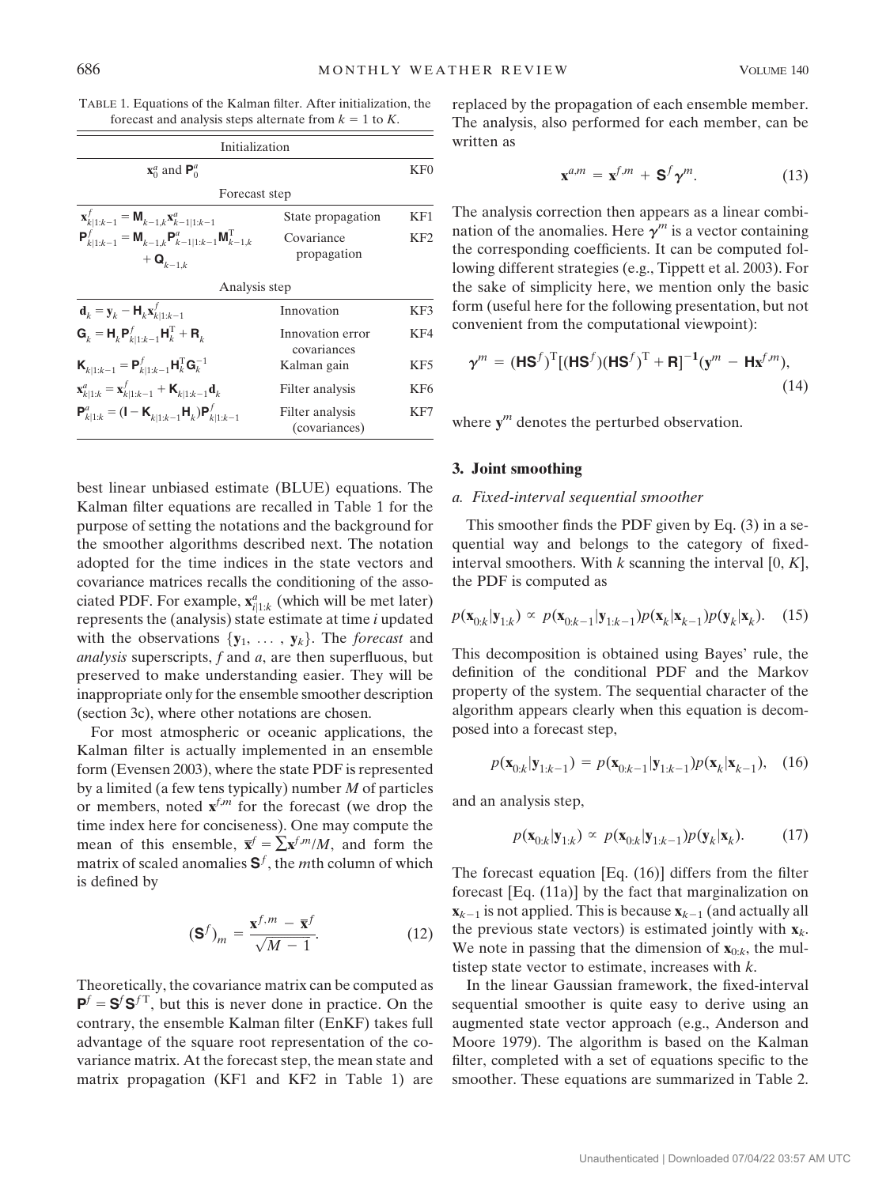TABLE 1. Equations of the Kalman filter. After initialization, the forecast and analysis steps alternate from $k = 1$ to $K$.

| Initialization | | |
|---|---|---|
| $\mathbf{x}_0^a$ and $\mathbf{P}_0^a$ | | KF0 |
| Forecast step | | |
| $\mathbf{x}_{k\|1:k-1}^f = \mathbf{M}_{k-1,k}\mathbf{x}_{k-1\|1:k-1}^a$ | State propagation | KF1 |
| $\mathbf{P}_{k\|1:k-1}^f = \mathbf{M}_{k-1,k}\mathbf{P}_{k-1\|1:k-1}^a\mathbf{M}_{k-1,k}^{\mathrm{T}} + \mathbf{Q}_{k-1,k}$ | Covariance propagation | KF2 |
| Analysis step | | |
| $\mathbf{d}_k = \mathbf{y}_k - \mathbf{H}_k\mathbf{x}_{k\|1:k-1}^f$ | Innovation | KF3 |
| $\mathbf{G}_k = \mathbf{H}_k\mathbf{P}_{k\|1:k-1}^f\mathbf{H}_k^{\mathrm{T}} + \mathbf{R}_k$ | Innovation error covariances | KF4 |
| $\mathbf{K}_{k\|1:k-1} = \mathbf{P}_{k\|1:k-1}^f\mathbf{H}_k^{\mathrm{T}}\mathbf{G}_k^{-1}$ | Kalman gain | KF5 |
| $\mathbf{x}_{k\|1:k}^a = \mathbf{x}_{k\|1:k-1}^f + \mathbf{K}_{k\|1:k-1}\mathbf{d}_k$ | Filter analysis | KF6 |
| $\mathbf{P}_{k\|1:k}^a = (\mathbf{I} - \mathbf{K}_{k\|1:k-1}\mathbf{H}_k)\mathbf{P}_{k\|1:k-1}^f$ | Filter analysis (covariances) | KF7 |

best linear unbiased estimate (BLUE) equations. The Kalman filter equations are recalled in Table 1 for the purpose of setting the notations and the background for the smoother algorithms described next. The notation adopted for the time indices in the state vectors and covariance matrices recalls the conditioning of the associated PDF. For example, $\mathbf{x}_{i|1:k}^a$ (which will be met later) represents the (analysis) state estimate at time $i$ updated with the observations $\{\mathbf{y}_1, \ldots, \mathbf{y}_k\}$. The *forecast* and *analysis* superscripts, $f$ and $a$, are then superfluous, but preserved to make understanding easier. They will be inappropriate only for the ensemble smoother description (section 3c), where other notations are chosen.

For most atmospheric or oceanic applications, the Kalman filter is actually implemented in an ensemble form (Evensen 2003), where the state PDF is represented by a limited (a few tens typically) number $M$ of particles or members, noted $\mathbf{x}^{f,m}$ for the forecast (we drop the time index here for conciseness). One may compute the mean of this ensemble, $\overline{\mathbf{x}}^f = \sum \mathbf{x}^{f,m}/M$, and form the matrix of scaled anomalies $\mathbf{S}^f$, the $m$th column of which is defined by

$$(\mathbf{S}^f)_m = \frac{\mathbf{x}^{f,m} - \overline{\mathbf{x}}^f}{\sqrt{M-1}}. \tag{12}$$

Theoretically, the covariance matrix can be computed as $\mathbf{P}^f = \mathbf{S}^f\mathbf{S}^{f\mathrm{T}}$, but this is never done in practice. On the contrary, the ensemble Kalman filter (EnKF) takes full advantage of the square root representation of the covariance matrix. At the forecast step, the mean state and matrix propagation (KF1 and KF2 in Table 1) are replaced by the propagation of each ensemble member. The analysis, also performed for each member, can be written as

$$\mathbf{x}^{a,m} = \mathbf{x}^{f,m} + \mathbf{S}^f\boldsymbol{\gamma}^m. \tag{13}$$

The analysis correction then appears as a linear combination of the anomalies. Here $\boldsymbol{\gamma}^m$ is a vector containing the corresponding coefficients. It can be computed following different strategies (e.g., Tippett et al. 2003). For the sake of simplicity here, we mention only the basic form (useful here for the following presentation, but not convenient from the computational viewpoint):

$$\boldsymbol{\gamma}^m = (\mathbf{H}\mathbf{S}^f)^{\mathrm{T}}[(\mathbf{H}\mathbf{S}^f)(\mathbf{H}\mathbf{S}^f)^{\mathrm{T}} + \mathbf{R}]^{-1}(\mathbf{y}^m - \mathbf{H}\mathbf{x}^{f,m}), \tag{14}$$

where $\mathbf{y}^m$ denotes the perturbed observation.

## 3. Joint smoothing

### a. Fixed-interval sequential smoother

This smoother finds the PDF given by Eq. (3) in a sequential way and belongs to the category of fixed-interval smoothers. With $k$ scanning the interval $[0, K]$, the PDF is computed as

$$p(\mathbf{x}_{0:k}|\mathbf{y}_{1:k}) \propto p(\mathbf{x}_{0:k-1}|\mathbf{y}_{1:k-1})p(\mathbf{x}_k|\mathbf{x}_{k-1})p(\mathbf{y}_k|\mathbf{x}_k). \tag{15}$$

This decomposition is obtained using Bayes' rule, the definition of the conditional PDF and the Markov property of the system. The sequential character of the algorithm appears clearly when this equation is decomposed into a forecast step,

$$p(\mathbf{x}_{0:k}|\mathbf{y}_{1:k-1}) = p(\mathbf{x}_{0:k-1}|\mathbf{y}_{1:k-1})p(\mathbf{x}_k|\mathbf{x}_{k-1}), \tag{16}$$

and an analysis step,

$$p(\mathbf{x}_{0:k}|\mathbf{y}_{1:k}) \propto p(\mathbf{x}_{0:k}|\mathbf{y}_{1:k-1})p(\mathbf{y}_k|\mathbf{x}_k). \tag{17}$$

The forecast equation [Eq. (16)] differs from the filter forecast [Eq. (11a)] by the fact that marginalization on $\mathbf{x}_{k-1}$ is not applied. This is because $\mathbf{x}_{k-1}$ (and actually all the previous state vectors) is estimated jointly with $\mathbf{x}_k$. We note in passing that the dimension of $\mathbf{x}_{0:k}$, the multistep state vector to estimate, increases with $k$.

In the linear Gaussian framework, the fixed-interval sequential smoother is quite easy to derive using an augmented state vector approach (e.g., Anderson and Moore 1979). The algorithm is based on the Kalman filter, completed with a set of equations specific to the smoother. These equations are summarized in Table 2.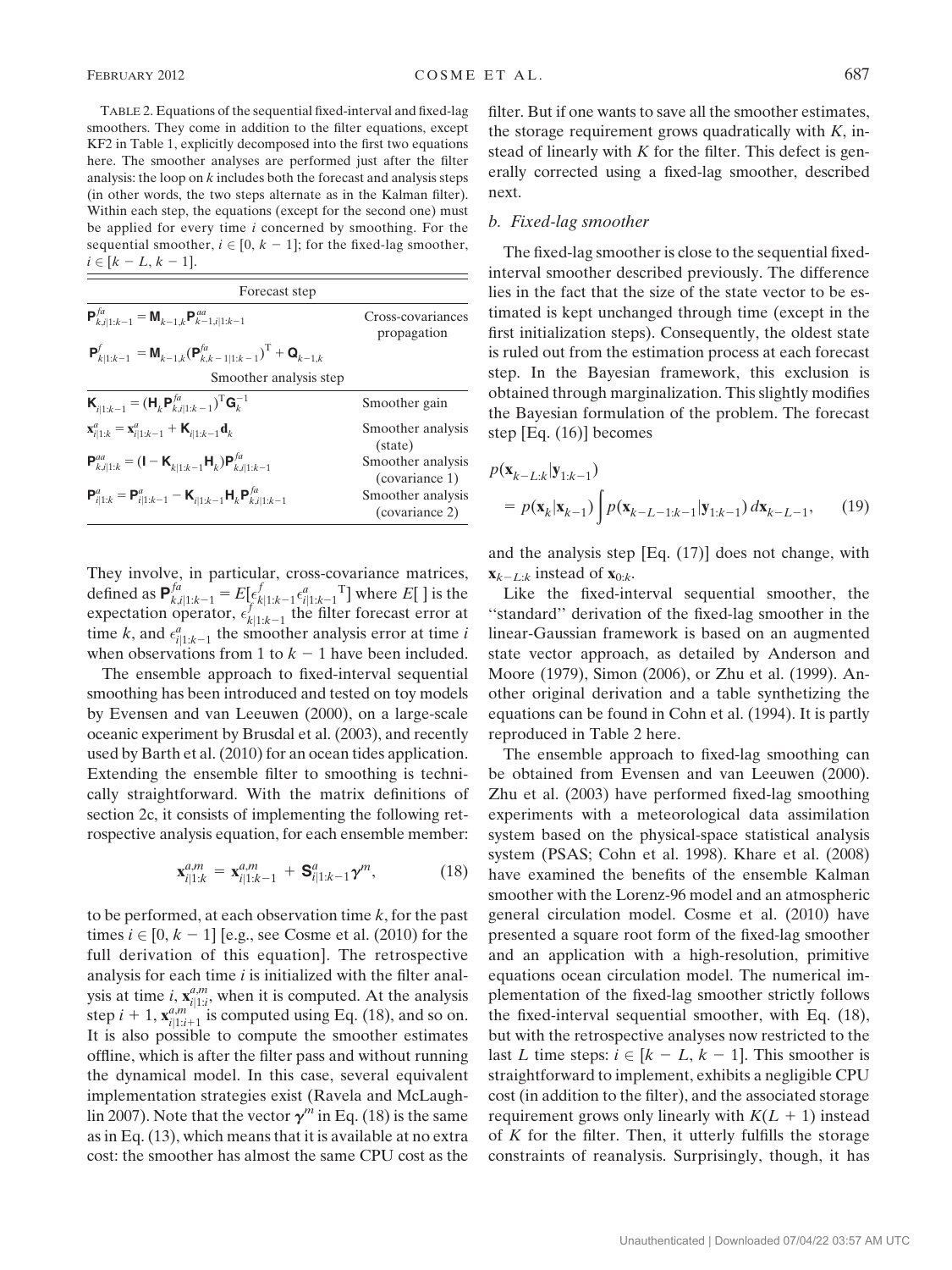TABLE 2. Equations of the sequential fixed-interval and fixed-lag smoothers. They come in addition to the filter equations, except KF2 in Table 1, explicitly decomposed into the first two equations here. The smoother analyses are performed just after the filter analysis: the loop on $k$ includes both the forecast and analysis steps (in other words, the two steps alternate as in the Kalman filter). Within each step, the equations (except for the second one) must be applied for every time $i$ concerned by smoothing. For the sequential smoother, $i \in [0, k-1]$; for the fixed-lag smoother, $i \in [k-L, k-1]$.

| Forecast step | |
|---|---|
| $\mathbf{P}^{fa}_{k,i\|1:k-1} = \mathbf{M}_{k-1,k}\mathbf{P}^{aa}_{k-1,i\|1:k-1}$ | Cross-covariances propagation |
| $\mathbf{P}^{f}_{k\|1:k-1} = \mathbf{M}_{k-1,k}(\mathbf{P}^{fa}_{k,k-1\|1:k-1})^{\mathrm{T}} + \mathbf{Q}_{k-1,k}$ | |
| **Smoother analysis step** | |
| $\mathbf{K}_{i\|1:k-1} = (\mathbf{H}_k\mathbf{P}^{fa}_{k,i\|1:k-1})^{\mathrm{T}}\mathbf{G}_k^{-1}$ | Smoother gain |
| $\mathbf{x}^a_{i\|1:k} = \mathbf{x}^a_{i\|1:k-1} + \mathbf{K}_{i\|1:k-1}\mathbf{d}_k$ | Smoother analysis (state) |
| $\mathbf{P}^{aa}_{k,i\|1:k} = (\mathbf{I} - \mathbf{K}_{k\|1:k-1}\mathbf{H}_k)\mathbf{P}^{fa}_{k,i\|1:k-1}$ | Smoother analysis (covariance 1) |
| $\mathbf{P}^{a}_{i\|1:k} = \mathbf{P}^{a}_{i\|1:k-1} - \mathbf{K}_{i\|1:k-1}\mathbf{H}_k\mathbf{P}^{fa}_{k,i\|1:k-1}$ | Smoother analysis (covariance 2) |

They involve, in particular, cross-covariance matrices, defined as $\mathbf{P}^{fa}_{k,i|1:k-1} = E[\epsilon^f_{k|1:k-1}\epsilon^a_{i|1:k-1}{}^{\mathrm{T}}]$ where $E[\,]$ is the expectation operator, $\epsilon^f_{k|1:k-1}$ the filter forecast error at time $k$, and $\epsilon^a_{i|1:k-1}$ the smoother analysis error at time $i$ when observations from 1 to $k-1$ have been included.

The ensemble approach to fixed-interval sequential smoothing has been introduced and tested on toy models by Evensen and van Leeuwen (2000), on a large-scale oceanic experiment by Brusdal et al. (2003), and recently used by Barth et al. (2010) for an ocean tides application. Extending the ensemble filter to smoothing is technically straightforward. With the matrix definitions of section 2c, it consists of implementing the following retrospective analysis equation, for each ensemble member:

$$\mathbf{x}^{a,m}_{i|1:k} = \mathbf{x}^{a,m}_{i|1:k-1} + \mathbf{S}^a_{i|1:k-1}\boldsymbol{\gamma}^m, \tag{18}$$

to be performed, at each observation time $k$, for the past times $i \in [0, k-1]$ [e.g., see Cosme et al. (2010) for the full derivation of this equation]. The retrospective analysis for each time $i$ is initialized with the filter analysis at time $i$, $\mathbf{x}^{a,m}_{i|1:i}$, when it is computed. At the analysis step $i+1$, $\mathbf{x}^{a,m}_{i|1:i+1}$ is computed using Eq. (18), and so on. It is also possible to compute the smoother estimates offline, which is after the filter pass and without running the dynamical model. In this case, several equivalent implementation strategies exist (Ravela and McLaughlin 2007). Note that the vector $\boldsymbol{\gamma}^m$ in Eq. (18) is the same as in Eq. (13), which means that it is available at no extra cost: the smoother has almost the same CPU cost as the filter. But if one wants to save all the smoother estimates, the storage requirement grows quadratically with $K$, instead of linearly with $K$ for the filter. This defect is generally corrected using a fixed-lag smoother, described next.

### b. Fixed-lag smoother

The fixed-lag smoother is close to the sequential fixed-interval smoother described previously. The difference lies in the fact that the size of the state vector to be estimated is kept unchanged through time (except in the first initialization steps). Consequently, the oldest state is ruled out from the estimation process at each forecast step. In the Bayesian framework, this exclusion is obtained through marginalization. This slightly modifies the Bayesian formulation of the problem. The forecast step [Eq. (16)] becomes

$$p(\mathbf{x}_{k-L:k}|\mathbf{y}_{1:k-1}) = p(\mathbf{x}_k|\mathbf{x}_{k-1})\int p(\mathbf{x}_{k-L-1:k-1}|\mathbf{y}_{1:k-1})\,d\mathbf{x}_{k-L-1}, \tag{19}$$

and the analysis step [Eq. (17)] does not change, with $\mathbf{x}_{k-L:k}$ instead of $\mathbf{x}_{0:k}$.

Like the fixed-interval sequential smoother, the "standard" derivation of the fixed-lag smoother in the linear-Gaussian framework is based on an augmented state vector approach, as detailed by Anderson and Moore (1979), Simon (2006), or Zhu et al. (1999). Another original derivation and a table synthetizing the equations can be found in Cohn et al. (1994). It is partly reproduced in Table 2 here.

The ensemble approach to fixed-lag smoothing can be obtained from Evensen and van Leeuwen (2000). Zhu et al. (2003) have performed fixed-lag smoothing experiments with a meteorological data assimilation system based on the physical-space statistical analysis system (PSAS; Cohn et al. 1998). Khare et al. (2008) have examined the benefits of the ensemble Kalman smoother with the Lorenz-96 model and an atmospheric general circulation model. Cosme et al. (2010) have presented a square root form of the fixed-lag smoother and an application with a high-resolution, primitive equations ocean circulation model. The numerical implementation of the fixed-lag smoother strictly follows the fixed-interval sequential smoother, with Eq. (18), but with the retrospective analyses now restricted to the last $L$ time steps: $i \in [k-L, k-1]$. This smoother is straightforward to implement, exhibits a negligible CPU cost (in addition to the filter), and the associated storage requirement grows only linearly with $K(L+1)$ instead of $K$ for the filter. Then, it utterly fulfills the storage constraints of reanalysis. Surprisingly, though, it has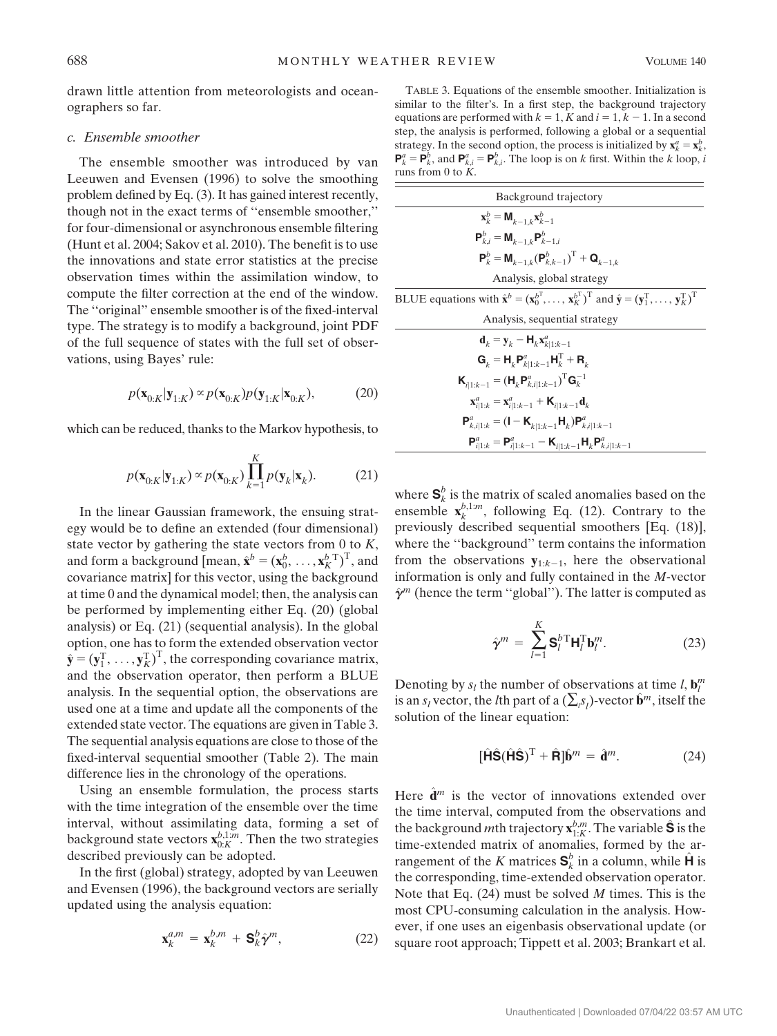drawn little attention from meteorologists and oceanographers so far.

### c. Ensemble smoother

The ensemble smoother was introduced by van Leeuwen and Evensen (1996) to solve the smoothing problem defined by Eq. (3). It has gained interest recently, though not in the exact terms of "ensemble smoother," for four-dimensional or asynchronous ensemble filtering (Hunt et al. 2004; Sakov et al. 2010). The benefit is to use the innovations and state error statistics at the precise observation times within the assimilation window, to compute the filter correction at the end of the window. The "original" ensemble smoother is of the fixed-interval type. The strategy is to modify a background, joint PDF of the full sequence of states with the full set of observations, using Bayes' rule:

$$p(\mathbf{x}_{0:K}|\mathbf{y}_{1:K}) \propto p(\mathbf{x}_{0:K})p(\mathbf{y}_{1:K}|\mathbf{x}_{0:K}), \tag{20}$$

which can be reduced, thanks to the Markov hypothesis, to

$$p(\mathbf{x}_{0:K}|\mathbf{y}_{1:K}) \propto p(\mathbf{x}_{0:K}) \prod_{k=1}^{K} p(\mathbf{y}_k|\mathbf{x}_k). \tag{21}$$

In the linear Gaussian framework, the ensuing strategy would be to define an extended (four dimensional) state vector by gathering the state vectors from 0 to $K$, and form a background [mean, $\hat{\mathbf{x}}^b = (\mathbf{x}_0^b, \ldots, \mathbf{x}_K^{b\,\mathrm{T}})^\mathrm{T}$, and covariance matrix] for this vector, using the background at time 0 and the dynamical model; then, the analysis can be performed by implementing either Eq. (20) (global analysis) or Eq. (21) (sequential analysis). In the global option, one has to form the extended observation vector $\hat{\mathbf{y}} = (\mathbf{y}_1^\mathrm{T}, \ldots, \mathbf{y}_K^\mathrm{T})^\mathrm{T}$, the corresponding covariance matrix, and the observation operator, then perform a BLUE analysis. In the sequential option, the observations are used one at a time and update all the components of the extended state vector. The equations are given in Table 3. The sequential analysis equations are close to those of the fixed-interval sequential smoother (Table 2). The main difference lies in the chronology of the operations.

Using an ensemble formulation, the process starts with the time integration of the ensemble over the time interval, without assimilating data, forming a set of background state vectors $\mathbf{x}_{0:K}^{b,1:m}$. Then the two strategies described previously can be adopted.

In the first (global) strategy, adopted by van Leeuwen and Evensen (1996), the background vectors are serially updated using the analysis equation:

$$\mathbf{x}_k^{a,m} = \mathbf{x}_k^{b,m} + \mathbf{S}_k^b \hat{\gamma}^m, \tag{22}$$

TABLE 3. Equations of the ensemble smoother. Initialization is similar to the filter's. In a first step, the background trajectory equations are performed with $k = 1, K$ and $i = 1, k-1$. In a second step, the analysis is performed, following a global or a sequential strategy. In the second option, the process is initialized by $\mathbf{x}_k^a = \mathbf{x}_k^b$, $\mathbf{P}_k^a = \mathbf{P}_k^b$, and $\mathbf{P}_{k,i}^a = \mathbf{P}_{k,i}^b$. The loop is on $k$ first. Within the $k$ loop, $i$ runs from 0 to $K$.

| Background trajectory |
|---|
| $\mathbf{x}_k^b = \mathbf{M}_{k-1,k}\mathbf{x}_{k-1}^b$ |
| $\mathbf{P}_{k,i}^b = \mathbf{M}_{k-1,k}\mathbf{P}_{k-1,i}^b$ |
| $\mathbf{P}_k^b = \mathbf{M}_{k-1,k}(\mathbf{P}_{k,k-1}^b)^\mathrm{T} + \mathbf{Q}_{k-1,k}$ |
| **Analysis, global strategy** |
| BLUE equations with $\hat{\mathbf{x}}^b = (\mathbf{x}_0^{b\,\mathrm{T}}, \ldots, \mathbf{x}_K^{b\,\mathrm{T}})^\mathrm{T}$ and $\hat{\mathbf{y}} = (\mathbf{y}_1^\mathrm{T}, \ldots, \mathbf{y}_K^\mathrm{T})^\mathrm{T}$ |
| **Analysis, sequential strategy** |
| $\mathbf{d}_k = \mathbf{y}_k - \mathbf{H}_k\mathbf{x}_{k\|1:k-1}^a$ |
| $\mathbf{G}_k = \mathbf{H}_k\mathbf{P}_{k\|1:k-1}^a\mathbf{H}_k^\mathrm{T} + \mathbf{R}_k$ |
| $\mathbf{K}_{i\|1:k-1} = (\mathbf{H}_k\mathbf{P}_{k,i\|1:k-1}^a)^\mathrm{T}\mathbf{G}_k^{-1}$ |
| $\mathbf{x}_{i\|1:k}^a = \mathbf{x}_{i\|1:k-1}^a + \mathbf{K}_{i\|1:k-1}\mathbf{d}_k$ |
| $\mathbf{P}_{k,i\|1:k}^a = (\mathbf{I} - \mathbf{K}_{k\|1:k-1}\mathbf{H}_k)\mathbf{P}_{k,i\|1:k-1}^a$ |
| $\mathbf{P}_{i\|1:k}^a = \mathbf{P}_{i\|1:k-1}^a - \mathbf{K}_{i\|1:k-1}\mathbf{H}_k\mathbf{P}_{k,i\|1:k-1}^a$ |

where $\mathbf{S}_k^b$ is the matrix of scaled anomalies based on the ensemble $\mathbf{x}_k^{b,1:m}$, following Eq. (12). Contrary to the previously described sequential smoothers [Eq. (18)], where the "background" term contains the information from the observations $\mathbf{y}_{1:k-1}$, here the observational information is only and fully contained in the $M$-vector $\hat{\gamma}^m$ (hence the term "global"). The latter is computed as

$$\hat{\gamma}^m = \sum_{l=1}^{K} \mathbf{S}_l^{b\,\mathrm{T}}\mathbf{H}_l^\mathrm{T}\mathbf{b}_l^m. \tag{23}$$

Denoting by $s_l$ the number of observations at time $l$, $\mathbf{b}_l^m$ is an $s_l$ vector, the $l$th part of a $(\sum_l s_l)$-vector $\hat{\mathbf{b}}^m$, itself the solution of the linear equation:

$$[\hat{\mathbf{H}}\hat{\mathbf{S}}(\hat{\mathbf{H}}\hat{\mathbf{S}})^\mathrm{T} + \hat{\mathbf{R}}]\hat{\mathbf{b}}^m = \hat{\mathbf{d}}^m. \tag{24}$$

Here $\hat{\mathbf{d}}^m$ is the vector of innovations extended over the time interval, computed from the observations and the background $m$th trajectory $\mathbf{x}_{1:K}^{b,m}$. The variable $\hat{\mathbf{S}}$ is the time-extended matrix of anomalies, formed by the arrangement of the $K$ matrices $\mathbf{S}_k^b$ in a column, while $\hat{\mathbf{H}}$ is the corresponding, time-extended observation operator. Note that Eq. (24) must be solved $M$ times. This is the most CPU-consuming calculation in the analysis. However, if one uses an eigenbasis observational update (or square root approach; Tippett et al. 2003; Brankart et al.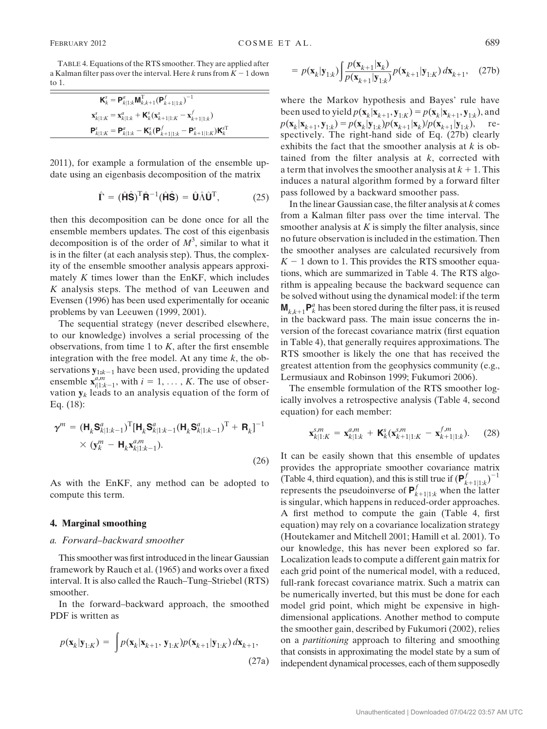TABLE 4. Equations of the RTS smoother. They are applied after a Kalman filter pass over the interval. Here $k$ runs from $K-1$ down to 1.

| |
|---|
| $\mathbf{K}_k^s = \mathbf{P}_{k\|1:k}^a \mathbf{M}_{k,k+1}^{\mathrm{T}} (\mathbf{P}_{k+1\|1:k}^f)^{-1}$ |
| $\mathbf{x}_{k\|1:K}^s = \mathbf{x}_{k\|1:k}^a + \mathbf{K}_k^s(\mathbf{x}_{k+1\|1:K}^s - \mathbf{x}_{k+1\|1:k}^f)$ |
| $\mathbf{P}_{k\|1:K}^s = \mathbf{P}_{k\|1:k}^a - \mathbf{K}_k^s(\mathbf{P}_{k+1\|1:k}^f - \mathbf{P}_{k+1\|1:K}^s)\mathbf{K}_k^{s\mathrm{T}}$ |

2011), for example a formulation of the ensemble update using an eigenbasis decomposition of the matrix

$$\hat{\Gamma} = (\hat{\mathbf{H}}\hat{\mathbf{S}})^{\mathrm{T}}\hat{\mathbf{R}}^{-1}(\hat{\mathbf{H}}\hat{\mathbf{S}}) = \hat{\mathbf{U}}\hat{\Lambda}\hat{\mathbf{U}}^{\mathrm{T}}, \tag{25}$$

then this decomposition can be done once for all the ensemble members updates. The cost of this eigenbasis decomposition is of the order of $M^3$, similar to what it is in the filter (at each analysis step). Thus, the complexity of the ensemble smoother analysis appears approximately $K$ times lower than the EnKF, which includes $K$ analysis steps. The method of van Leeuwen and Evensen (1996) has been used experimentally for oceanic problems by van Leeuwen (1999, 2001).

The sequential strategy (never described elsewhere, to our knowledge) involves a serial processing of the observations, from time 1 to $K$, after the first ensemble integration with the free model. At any time $k$, the observations $\mathbf{y}_{1:k-1}$ have been used, providing the updated ensemble $\mathbf{x}_{i|1:k-1}^{a,m}$, with $i = 1, \ldots, K$. The use of observation $\mathbf{y}_k$ leads to an analysis equation of the form of Eq. (18):

$$\boldsymbol{\gamma}^m = (\mathbf{H}_k\mathbf{S}_{k|1:k-1}^a)^{\mathrm{T}}[\mathbf{H}_k\mathbf{S}_{k|1:k-1}^a(\mathbf{H}_k\mathbf{S}_{k|1:k-1}^a)^{\mathrm{T}} + \mathbf{R}_k]^{-1} \times (\mathbf{y}_k^m - \mathbf{H}_k\mathbf{x}_{k|1:k-1}^{a,m}). \tag{26}$$

As with the EnKF, any method can be adopted to compute this term.

## 4. Marginal smoothing

### *a. Forward–backward smoother*

This smoother was first introduced in the linear Gaussian framework by Rauch et al. (1965) and works over a fixed interval. It is also called the Rauch–Tung–Striebel (RTS) smoother.

In the forward–backward approach, the smoothed PDF is written as

$$p(\mathbf{x}_k|\mathbf{y}_{1:K}) = \int p(\mathbf{x}_k|\mathbf{x}_{k+1}, \mathbf{y}_{1:K})p(\mathbf{x}_{k+1}|\mathbf{y}_{1:K})\,d\mathbf{x}_{k+1}, \tag{27a}$$

$$= p(\mathbf{x}_k|\mathbf{y}_{1:k})\int \frac{p(\mathbf{x}_{k+1}|\mathbf{x}_k)}{p(\mathbf{x}_{k+1}|\mathbf{y}_{1:k})}p(\mathbf{x}_{k+1}|\mathbf{y}_{1:K})\,d\mathbf{x}_{k+1}, \tag{27b}$$

where the Markov hypothesis and Bayes' rule have been used to yield $p(\mathbf{x}_k|\mathbf{x}_{k+1}, \mathbf{y}_{1:K}) = p(\mathbf{x}_k|\mathbf{x}_{k+1}, \mathbf{y}_{1:k})$, and $p(\mathbf{x}_k|\mathbf{x}_{k+1}, \mathbf{y}_{1:k}) = p(\mathbf{x}_k|\mathbf{y}_{1:k})p(\mathbf{x}_{k+1}|\mathbf{x}_k)/p(\mathbf{x}_{k+1}|\mathbf{y}_{1:k})$, respectively. The right-hand side of Eq. (27b) clearly exhibits the fact that the smoother analysis at $k$ is obtained from the filter analysis at $k$, corrected with a term that involves the smoother analysis at $k+1$. This induces a natural algorithm formed by a forward filter pass followed by a backward smoother pass.

In the linear Gaussian case, the filter analysis at $k$ comes from a Kalman filter pass over the time interval. The smoother analysis at $K$ is simply the filter analysis, since no future observation is included in the estimation. Then the smoother analyses are calculated recursively from $K-1$ down to 1. This provides the RTS smoother equations, which are summarized in Table 4. The RTS algorithm is appealing because the backward sequence can be solved without using the dynamical model: if the term $\mathbf{M}_{k,k+1}\mathbf{P}_k^a$ has been stored during the filter pass, it is reused in the backward pass. The main issue concerns the inversion of the forecast covariance matrix (first equation in Table 4), that generally requires approximations. The RTS smoother is likely the one that has received the greatest attention from the geophysics community (e.g., Lermusiaux and Robinson 1999; Fukumori 2006).

The ensemble formulation of the RTS smoother logically involves a retrospective analysis (Table 4, second equation) for each member:

$$\mathbf{x}_{k|1:K}^{s,m} = \mathbf{x}_{k|1:k}^{a,m} + \mathbf{K}_k^s(\mathbf{x}_{k+1|1:K}^{s,m} - \mathbf{x}_{k+1|1:k}^{f,m}). \tag{28}$$

It can be easily shown that this ensemble of updates provides the appropriate smoother covariance matrix (Table 4, third equation), and this is still true if $(\mathbf{P}_{k+1|1:k}^f)^{-1}$ represents the pseudoinverse of $\mathbf{P}_{k+1|1:k}^f$ when the latter is singular, which happens in reduced-order approaches. A first method to compute the gain (Table 4, first equation) may rely on a covariance localization strategy (Houtekamer and Mitchell 2001; Hamill et al. 2001). To our knowledge, this has never been explored so far. Localization leads to compute a different gain matrix for each grid point of the numerical model, with a reduced, full-rank forecast covariance matrix. Such a matrix can be numerically inverted, but this must be done for each model grid point, which might be expensive in high-dimensional applications. Another method to compute the smoother gain, described by Fukumori (2002), relies on a *partitioning* approach to filtering and smoothing that consists in approximating the model state by a sum of independent dynamical processes, each of them supposedly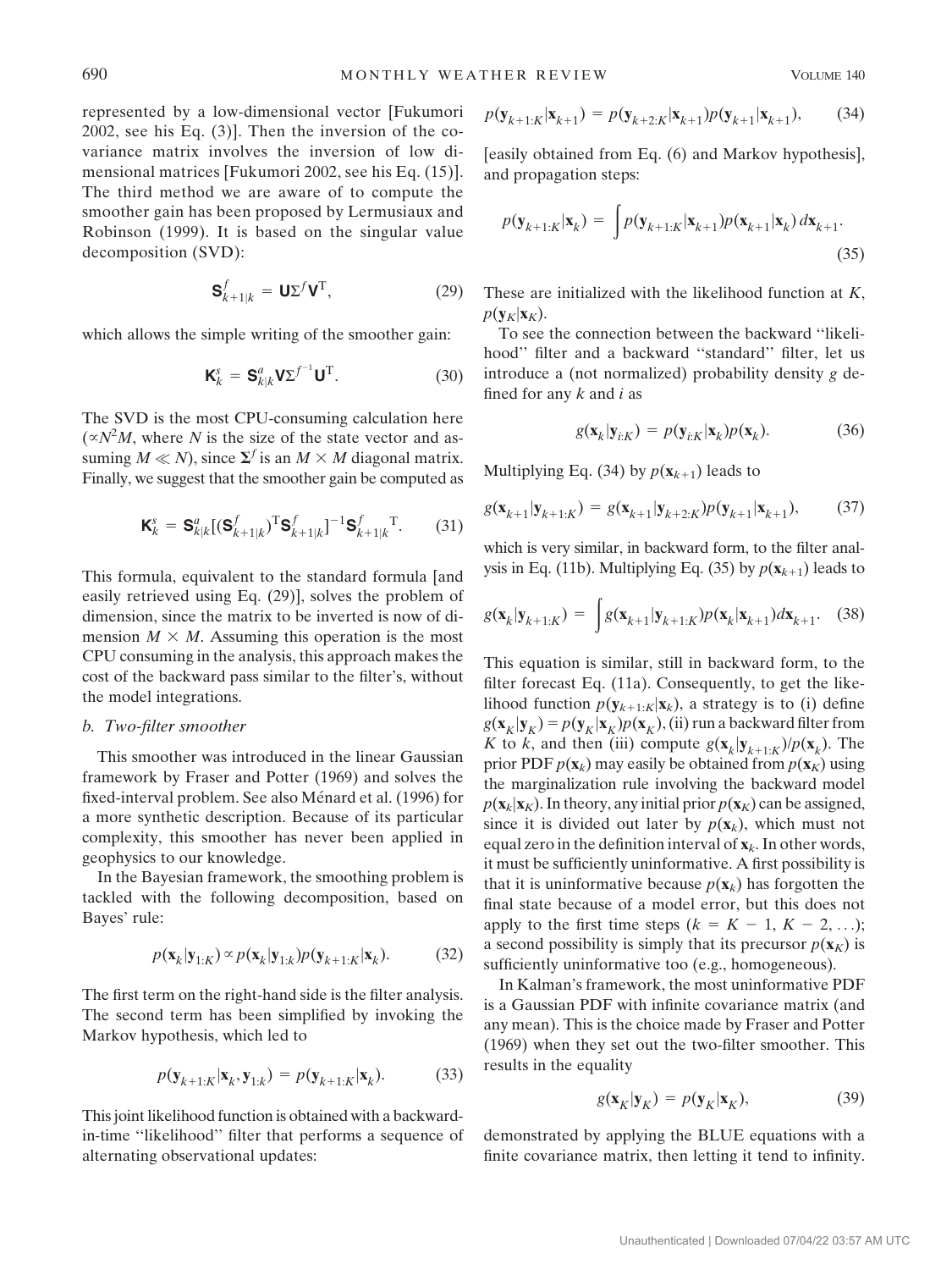represented by a low-dimensional vector [Fukumori 2002, see his Eq. (3)]. Then the inversion of the covariance matrix involves the inversion of low dimensional matrices [Fukumori 2002, see his Eq. (15)]. The third method we are aware of to compute the smoother gain has been proposed by Lermusiaux and Robinson (1999). It is based on the singular value decomposition (SVD):

$$\mathbf{S}^f_{k+1|k} = \mathbf{U}\Sigma^f\mathbf{V}^{\mathrm{T}}, \tag{29}$$

which allows the simple writing of the smoother gain:

$$\mathbf{K}^s_k = \mathbf{S}^a_{k|k}\mathbf{V}\Sigma^{f^{-1}}\mathbf{U}^{\mathrm{T}}. \tag{30}$$

The SVD is the most CPU-consuming calculation here ($\propto N^2M$, where $N$ is the size of the state vector and assuming $M \ll N$), since $\boldsymbol{\Sigma}^f$ is an $M \times M$ diagonal matrix. Finally, we suggest that the smoother gain be computed as

$$\mathbf{K}^s_k = \mathbf{S}^a_{k|k}[(\mathbf{S}^f_{k+1|k})^{\mathrm{T}}\mathbf{S}^f_{k+1|k}]^{-1}\mathbf{S}^f_{k+1|k}{}^{\mathrm{T}}. \tag{31}$$

This formula, equivalent to the standard formula [and easily retrieved using Eq. (29)], solves the problem of dimension, since the matrix to be inverted is now of dimension $M \times M$. Assuming this operation is the most CPU consuming in the analysis, this approach makes the cost of the backward pass similar to the filter's, without the model integrations.

### *b. Two-filter smoother*

This smoother was introduced in the linear Gaussian framework by Fraser and Potter (1969) and solves the fixed-interval problem. See also Ménard et al. (1996) for a more synthetic description. Because of its particular complexity, this smoother has never been applied in geophysics to our knowledge.

In the Bayesian framework, the smoothing problem is tackled with the following decomposition, based on Bayes' rule:

$$p(\mathbf{x}_k|\mathbf{y}_{1:K}) \propto p(\mathbf{x}_k|\mathbf{y}_{1:k})p(\mathbf{y}_{k+1:K}|\mathbf{x}_k). \tag{32}$$

The first term on the right-hand side is the filter analysis. The second term has been simplified by invoking the Markov hypothesis, which led to

$$p(\mathbf{y}_{k+1:K}|\mathbf{x}_k, \mathbf{y}_{1:k}) = p(\mathbf{y}_{k+1:K}|\mathbf{x}_k). \tag{33}$$

This joint likelihood function is obtained with a backward-in-time "likelihood" filter that performs a sequence of alternating observational updates:

$$p(\mathbf{y}_{k+1:K}|\mathbf{x}_{k+1}) = p(\mathbf{y}_{k+2:K}|\mathbf{x}_{k+1})p(\mathbf{y}_{k+1}|\mathbf{x}_{k+1}), \tag{34}$$

[easily obtained from Eq. (6) and Markov hypothesis], and propagation steps:

$$p(\mathbf{y}_{k+1:K}|\mathbf{x}_k) = \int p(\mathbf{y}_{k+1:K}|\mathbf{x}_{k+1})p(\mathbf{x}_{k+1}|\mathbf{x}_k)\,d\mathbf{x}_{k+1}. \tag{35}$$

These are initialized with the likelihood function at $K$, $p(\mathbf{y}_K|\mathbf{x}_K)$.

To see the connection between the backward "likelihood" filter and a backward "standard" filter, let us introduce a (not normalized) probability density $g$ defined for any $k$ and $i$ as

$$g(\mathbf{x}_k|\mathbf{y}_{i:K}) = p(\mathbf{y}_{i:K}|\mathbf{x}_k)p(\mathbf{x}_k). \tag{36}$$

Multiplying Eq. (34) by $p(\mathbf{x}_{k+1})$ leads to

$$g(\mathbf{x}_{k+1}|\mathbf{y}_{k+1:K}) = g(\mathbf{x}_{k+1}|\mathbf{y}_{k+2:K})p(\mathbf{y}_{k+1}|\mathbf{x}_{k+1}), \tag{37}$$

which is very similar, in backward form, to the filter analysis in Eq. (11b). Multiplying Eq. (35) by $p(\mathbf{x}_{k+1})$ leads to

$$g(\mathbf{x}_k|\mathbf{y}_{k+1:K}) = \int g(\mathbf{x}_{k+1}|\mathbf{y}_{k+1:K})p(\mathbf{x}_k|\mathbf{x}_{k+1})d\mathbf{x}_{k+1}. \tag{38}$$

This equation is similar, still in backward form, to the filter forecast Eq. (11a). Consequently, to get the likelihood function $p(\mathbf{y}_{k+1:K}|\mathbf{x}_k)$, a strategy is to (i) define $g(\mathbf{x}_K|\mathbf{y}_K) = p(\mathbf{y}_K|\mathbf{x}_K)p(\mathbf{x}_K)$, (ii) run a backward filter from $K$ to $k$, and then (iii) compute $g(\mathbf{x}_k|\mathbf{y}_{k+1:K})/p(\mathbf{x}_k)$. The prior PDF $p(\mathbf{x}_k)$ may easily be obtained from $p(\mathbf{x}_K)$ using the marginalization rule involving the backward model $p(\mathbf{x}_k|\mathbf{x}_K)$. In theory, any initial prior $p(\mathbf{x}_K)$ can be assigned, since it is divided out later by $p(\mathbf{x}_k)$, which must not equal zero in the definition interval of $\mathbf{x}_k$. In other words, it must be sufficiently uninformative. A first possibility is that it is uninformative because $p(\mathbf{x}_k)$ has forgotten the final state because of a model error, but this does not apply to the first time steps ($k = K - 1, K - 2, \ldots$); a second possibility is simply that its precursor $p(\mathbf{x}_K)$ is sufficiently uninformative too (e.g., homogeneous).

In Kalman's framework, the most uninformative PDF is a Gaussian PDF with infinite covariance matrix (and any mean). This is the choice made by Fraser and Potter (1969) when they set out the two-filter smoother. This results in the equality

$$g(\mathbf{x}_K|\mathbf{y}_K) = p(\mathbf{y}_K|\mathbf{x}_K), \tag{39}$$

demonstrated by applying the BLUE equations with a finite covariance matrix, then letting it tend to infinity.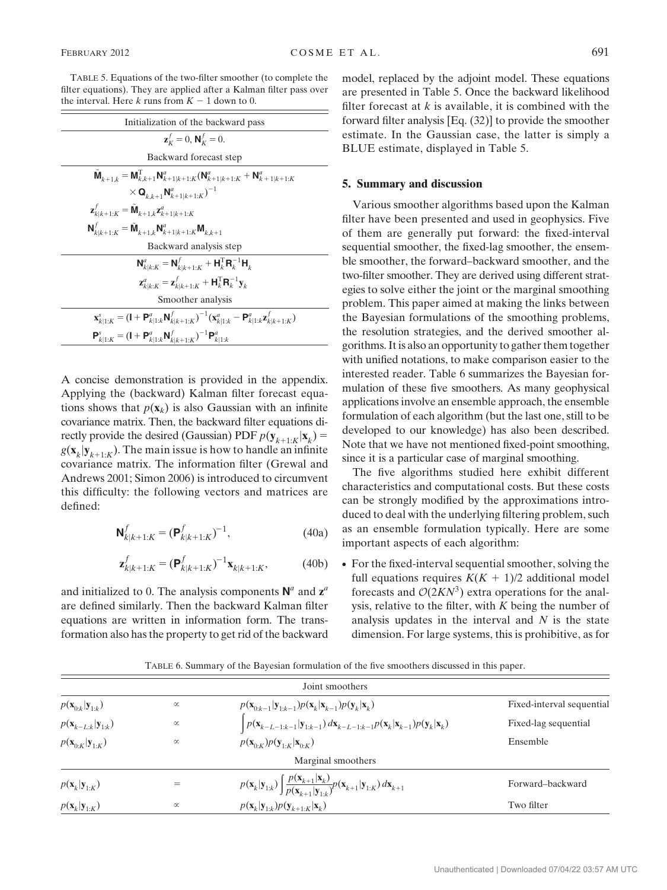TABLE 5. Equations of the two-filter smoother (to complete the filter equations). They are applied after a Kalman filter pass over the interval. Here $k$ runs from $K-1$ down to 0.

| Initialization of the backward pass |
|---|
| $\mathbf{z}^f_K = 0,\ \mathbf{N}^f_K = 0.$ |
| **Backward forecast step** |
| $\tilde{\mathbf{M}}_{k+1,k} = \mathbf{M}^{\mathrm{T}}_{k,k+1}\mathbf{N}^a_{k+1\|k+1:K}(\mathbf{N}^a_{k+1\|k+1:K} + \mathbf{N}^a_{k+1\|k+1:K} \times \mathbf{Q}_{k,k+1}\mathbf{N}^a_{k+1\|k+1:K})^{-1}$ |
| $\mathbf{z}^f_{k\|k+1:K} = \tilde{\mathbf{M}}_{k+1,k}\mathbf{z}^a_{k+1\|k+1:K}$ |
| $\mathbf{N}^f_{k\|k+1:K} = \tilde{\mathbf{M}}_{k+1,k}\mathbf{N}^a_{k+1\|k+1:K}\mathbf{M}_{k,k+1}$ |
| **Backward analysis step** |
| $\mathbf{N}^a_{k\|k:K} = \mathbf{N}^f_{k\|k+1:K} + \mathbf{H}^{\mathrm{T}}_k\mathbf{R}^{-1}_k\mathbf{H}_k$ |
| $\mathbf{z}^a_{k\|k:K} = \mathbf{z}^f_{k\|k+1:K} + \mathbf{H}^{\mathrm{T}}_k\mathbf{R}^{-1}_k\mathbf{y}_k$ |
| **Smoother analysis** |
| $\mathbf{x}^s_{k\|1:K} = (\mathbf{I} + \mathbf{P}^a_{k\|1:k}\mathbf{N}^f_{k\|k+1:K})^{-1}(\mathbf{x}^a_{k\|1:k} - \mathbf{P}^a_{k\|1:k}\mathbf{z}^f_{k\|k+1:K})$ |
| $\mathbf{P}^s_{k\|1:K} = (\mathbf{I} + \mathbf{P}^a_{k\|1:k}\mathbf{N}^f_{k\|k+1:K})^{-1}\mathbf{P}^a_{k\|1:k}$ |

A concise demonstration is provided in the appendix. Applying the (backward) Kalman filter forecast equations shows that $p(\mathbf{x}_k)$ is also Gaussian with an infinite covariance matrix. Then, the backward filter equations directly provide the desired (Gaussian) PDF $p(\mathbf{y}_{k+1:K}|\mathbf{x}_k) = g(\mathbf{x}_k|\mathbf{y}_{k+1:K})$. The main issue is how to handle an infinite covariance matrix. The information filter (Grewal and Andrews 2001; Simon 2006) is introduced to circumvent this difficulty: the following vectors and matrices are defined:

$$\mathbf{N}^f_{k|k+1:K} = (\mathbf{P}^f_{k|k+1:K})^{-1}, \tag{40a}$$

$$\mathbf{z}^f_{k|k+1:K} = (\mathbf{P}^f_{k|k+1:K})^{-1}\mathbf{x}_{k|k+1:K}, \tag{40b}$$

and initialized to 0. The analysis components $\mathbf{N}^a$ and $\mathbf{z}^a$ are defined similarly. Then the backward Kalman filter equations are written in information form. The transformation also has the property to get rid of the backward model, replaced by the adjoint model. These equations are presented in Table 5. Once the backward likelihood filter forecast at $k$ is available, it is combined with the forward filter analysis [Eq. (32)] to provide the smoother estimate. In the Gaussian case, the latter is simply a BLUE estimate, displayed in Table 5.

## 5. Summary and discussion

Various smoother algorithms based upon the Kalman filter have been presented and used in geophysics. Five of them are generally put forward: the fixed-interval sequential smoother, the fixed-lag smoother, the ensemble smoother, the forward–backward smoother, and the two-filter smoother. They are derived using different strategies to solve either the joint or the marginal smoothing problem. This paper aimed at making the links between the Bayesian formulations of the smoothing problems, the resolution strategies, and the derived smoother algorithms. It is also an opportunity to gather them together with unified notations, to make comparison easier to the interested reader. Table 6 summarizes the Bayesian formulation of these five smoothers. As many geophysical applications involve an ensemble approach, the ensemble formulation of each algorithm (but the last one, still to be developed to our knowledge) has also been described. Note that we have not mentioned fixed-point smoothing, since it is a particular case of marginal smoothing.

The five algorithms studied here exhibit different characteristics and computational costs. But these costs can be strongly modified by the approximations introduced to deal with the underlying filtering problem, such as an ensemble formulation typically. Here are some important aspects of each algorithm:

- For the fixed-interval sequential smoother, solving the full equations requires $K(K+1)/2$ additional model forecasts and $\mathcal{O}(2KN^3)$ extra operations for the analysis, relative to the filter, with $K$ being the number of analysis updates in the interval and $N$ is the state dimension. For large systems, this is prohibitive, as for

TABLE 6. Summary of the Bayesian formulation of the five smoothers discussed in this paper.

| | | | |
|---|---|---|---|
| **Joint smoothers** | | | |
| $p(\mathbf{x}_{0:k}\|\mathbf{y}_{1:k})$ | $\propto$ | $p(\mathbf{x}_{0:k-1}\|\mathbf{y}_{1:k-1})p(\mathbf{x}_k\|\mathbf{x}_{k-1})p(\mathbf{y}_k\|\mathbf{x}_k)$ | Fixed-interval sequential |
| $p(\mathbf{x}_{k-L:k}\|\mathbf{y}_{1:k})$ | $\propto$ | $\int p(\mathbf{x}_{k-L-1:k-1}\|\mathbf{y}_{1:k-1})\,d\mathbf{x}_{k-L-1:k-1}p(\mathbf{x}_k\|\mathbf{x}_{k-1})p(\mathbf{y}_k\|\mathbf{x}_k)$ | Fixed-lag sequential |
| $p(\mathbf{x}_{0:K}\|\mathbf{y}_{1:K})$ | $\propto$ | $p(\mathbf{x}_{0:K})p(\mathbf{y}_{1:K}\|\mathbf{x}_{0:K})$ | Ensemble |
| **Marginal smoothers** | | | |
| $p(\mathbf{x}_k\|\mathbf{y}_{1:K})$ | $=$ | $p(\mathbf{x}_k\|\mathbf{y}_{1:k})\int \frac{p(\mathbf{x}_{k+1}\|\mathbf{x}_k)}{p(\mathbf{x}_{k+1}\|\mathbf{y}_{1:k})}p(\mathbf{x}_{k+1}\|\mathbf{y}_{1:K})\,d\mathbf{x}_{k+1}$ | Forward–backward |
| $p(\mathbf{x}_k\|\mathbf{y}_{1:K})$ | $\propto$ | $p(\mathbf{x}_k\|\mathbf{y}_{1:k})p(\mathbf{y}_{k+1:K}\|\mathbf{x}_k)$ | Two filter |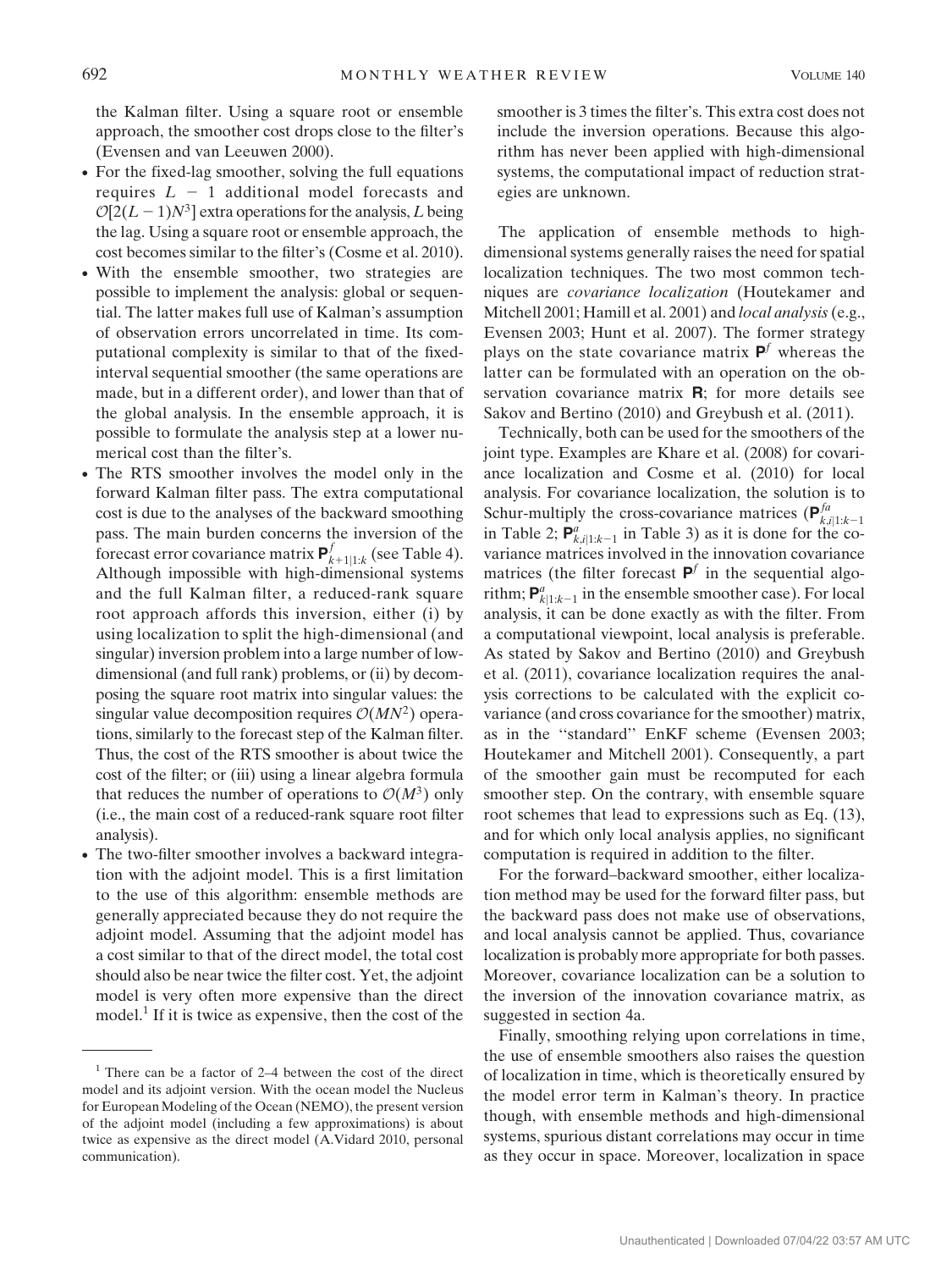the Kalman filter. Using a square root or ensemble approach, the smoother cost drops close to the filter's (Evensen and van Leeuwen 2000).

- For the fixed-lag smoother, solving the full equations requires $L - 1$ additional model forecasts and $\mathcal{O}[2(L-1)N^3]$ extra operations for the analysis, $L$ being the lag. Using a square root or ensemble approach, the cost becomes similar to the filter's (Cosme et al. 2010).
- With the ensemble smoother, two strategies are possible to implement the analysis: global or sequential. The latter makes full use of Kalman's assumption of observation errors uncorrelated in time. Its computational complexity is similar to that of the fixed-interval sequential smoother (the same operations are made, but in a different order), and lower than that of the global analysis. In the ensemble approach, it is possible to formulate the analysis step at a lower numerical cost than the filter's.
- The RTS smoother involves the model only in the forward Kalman filter pass. The extra computational cost is due to the analyses of the backward smoothing pass. The main burden concerns the inversion of the forecast error covariance matrix $\mathbf{P}^f_{k+1|1:k}$ (see Table 4). Although impossible with high-dimensional systems and the full Kalman filter, a reduced-rank square root approach affords this inversion, either (i) by using localization to split the high-dimensional (and singular) inversion problem into a large number of low-dimensional (and full rank) problems, or (ii) by decomposing the square root matrix into singular values: the singular value decomposition requires $\mathcal{O}(MN^2)$ operations, similarly to the forecast step of the Kalman filter. Thus, the cost of the RTS smoother is about twice the cost of the filter; or (iii) using a linear algebra formula that reduces the number of operations to $\mathcal{O}(M^3)$ only (i.e., the main cost of a reduced-rank square root filter analysis).
- The two-filter smoother involves a backward integration with the adjoint model. This is a first limitation to the use of this algorithm: ensemble methods are generally appreciated because they do not require the adjoint model. Assuming that the adjoint model has a cost similar to that of the direct model, the total cost should also be near twice the filter cost. Yet, the adjoint model is very often more expensive than the direct model.[1] If it is twice as expensive, then the cost of the smoother is 3 times the filter's. This extra cost does not include the inversion operations. Because this algorithm has never been applied with high-dimensional systems, the computational impact of reduction strategies are unknown.

The application of ensemble methods to high-dimensional systems generally raises the need for spatial localization techniques. The two most common techniques are *covariance localization* (Houtekamer and Mitchell 2001; Hamill et al. 2001) and *local analysis* (e.g., Evensen 2003; Hunt et al. 2007). The former strategy plays on the state covariance matrix $\mathbf{P}^f$ whereas the latter can be formulated with an operation on the observation covariance matrix $\mathbf{R}$; for more details see Sakov and Bertino (2010) and Greybush et al. (2011).

Technically, both can be used for the smoothers of the joint type. Examples are Khare et al. (2008) for covariance localization and Cosme et al. (2010) for local analysis. For covariance localization, the solution is to Schur-multiply the cross-covariance matrices ($\mathbf{P}^{fa}_{k,i|1:k-1}$ in Table 2; $\mathbf{P}^a_{k,i|1:k-1}$ in Table 3) as it is done for the covariance matrices involved in the innovation covariance matrices (the filter forecast $\mathbf{P}^f$ in the sequential algorithm; $\mathbf{P}^a_{k|1:k-1}$ in the ensemble smoother case). For local analysis, it can be done exactly as with the filter. From a computational viewpoint, local analysis is preferable. As stated by Sakov and Bertino (2010) and Greybush et al. (2011), covariance localization requires the analysis corrections to be calculated with the explicit covariance (and cross covariance for the smoother) matrix, as in the "standard" EnKF scheme (Evensen 2003; Houtekamer and Mitchell 2001). Consequently, a part of the smoother gain must be recomputed for each smoother step. On the contrary, with ensemble square root schemes that lead to expressions such as Eq. (13), and for which only local analysis applies, no significant computation is required in addition to the filter.

For the forward–backward smoother, either localization method may be used for the forward filter pass, but the backward pass does not make use of observations, and local analysis cannot be applied. Thus, covariance localization is probably more appropriate for both passes. Moreover, covariance localization can be a solution to the inversion of the innovation covariance matrix, as suggested in section 4a.

Finally, smoothing relying upon correlations in time, the use of ensemble smoothers also raises the question of localization in time, which is theoretically ensured by the model error term in Kalman's theory. In practice though, with ensemble methods and high-dimensional systems, spurious distant correlations may occur in time as they occur in space. Moreover, localization in space

[1] There can be a factor of 2–4 between the cost of the direct model and its adjoint version. With the ocean model the Nucleus for European Modeling of the Ocean (NEMO), the present version of the adjoint model (including a few approximations) is about twice as expensive as the direct model (A.Vidard 2010, personal communication).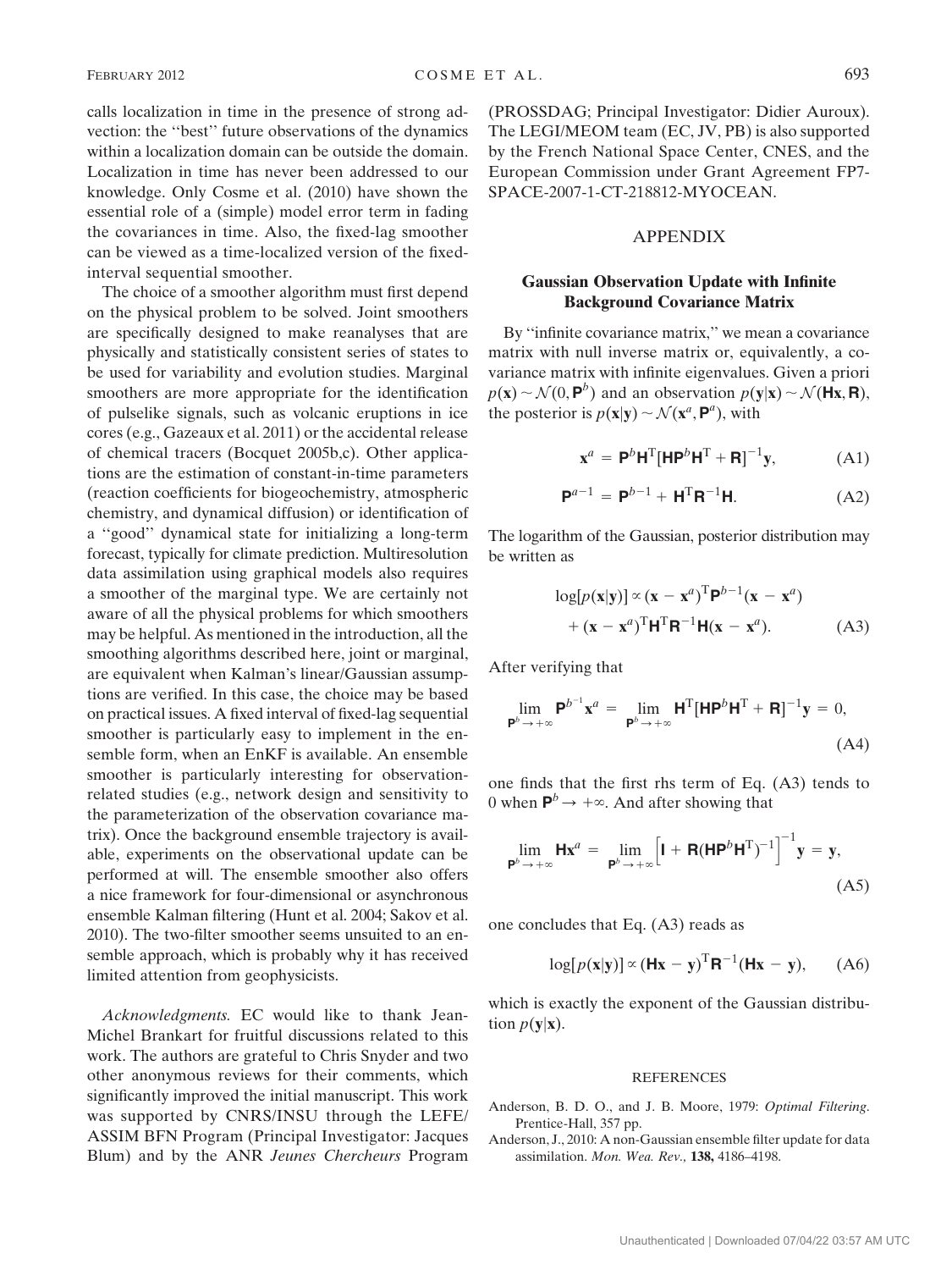calls localization in time in the presence of strong advection: the "best" future observations of the dynamics within a localization domain can be outside the domain. Localization in time has never been addressed to our knowledge. Only Cosme et al. (2010) have shown the essential role of a (simple) model error term in fading the covariances in time. Also, the fixed-lag smoother can be viewed as a time-localized version of the fixed-interval sequential smoother.

The choice of a smoother algorithm must first depend on the physical problem to be solved. Joint smoothers are specifically designed to make reanalyses that are physically and statistically consistent series of states to be used for variability and evolution studies. Marginal smoothers are more appropriate for the identification of pulselike signals, such as volcanic eruptions in ice cores (e.g., Gazeaux et al. 2011) or the accidental release of chemical tracers (Bocquet 2005b,c). Other applications are the estimation of constant-in-time parameters (reaction coefficients for biogeochemistry, atmospheric chemistry, and dynamical diffusion) or identification of a "good" dynamical state for initializing a long-term forecast, typically for climate prediction. Multiresolution data assimilation using graphical models also requires a smoother of the marginal type. We are certainly not aware of all the physical problems for which smoothers may be helpful. As mentioned in the introduction, all the smoothing algorithms described here, joint or marginal, are equivalent when Kalman's linear/Gaussian assumptions are verified. In this case, the choice may be based on practical issues. A fixed interval of fixed-lag sequential smoother is particularly easy to implement in the ensemble form, when an EnKF is available. An ensemble smoother is particularly interesting for observation-related studies (e.g., network design and sensitivity to the parameterization of the observation covariance matrix). Once the background ensemble trajectory is available, experiments on the observational update can be performed at will. The ensemble smoother also offers a nice framework for four-dimensional or asynchronous ensemble Kalman filtering (Hunt et al. 2004; Sakov et al. 2010). The two-filter smoother seems unsuited to an ensemble approach, which is probably why it has received limited attention from geophysicists.

*Acknowledgments.* EC would like to thank Jean-Michel Brankart for fruitful discussions related to this work. The authors are grateful to Chris Snyder and two other anonymous reviews for their comments, which significantly improved the initial manuscript. This work was supported by CNRS/INSU through the LEFE/ASSIM BFN Program (Principal Investigator: Jacques Blum) and by the ANR *Jeunes Chercheurs* Program (PROSSDAG; Principal Investigator: Didier Auroux). The LEGI/MEOM team (EC, JV, PB) is also supported by the French National Space Center, CNES, and the European Commission under Grant Agreement FP7-SPACE-2007-1-CT-218812-MYOCEAN.

## APPENDIX

### Gaussian Observation Update with Infinite Background Covariance Matrix

By "infinite covariance matrix," we mean a covariance matrix with null inverse matrix or, equivalently, a covariance matrix with infinite eigenvalues. Given a priori $p(\mathbf{x}) \sim \mathcal{N}(0, \mathbf{P}^b)$ and an observation $p(\mathbf{y}|\mathbf{x}) \sim \mathcal{N}(\mathbf{H}\mathbf{x}, \mathbf{R})$, the posterior is $p(\mathbf{x}|\mathbf{y}) \sim \mathcal{N}(\mathbf{x}^a, \mathbf{P}^a)$, with

$$\mathbf{x}^a = \mathbf{P}^b\mathbf{H}^{\mathrm{T}}[\mathbf{H}\mathbf{P}^b\mathbf{H}^{\mathrm{T}} + \mathbf{R}]^{-1}\mathbf{y}, \tag{A1}$$

$$\mathbf{P}^{a-1} = \mathbf{P}^{b-1} + \mathbf{H}^{\mathrm{T}}\mathbf{R}^{-1}\mathbf{H}. \tag{A2}$$

The logarithm of the Gaussian, posterior distribution may be written as

$$\log[p(\mathbf{x}|\mathbf{y})] \propto (\mathbf{x} - \mathbf{x}^a)^{\mathrm{T}}\mathbf{P}^{b-1}(\mathbf{x} - \mathbf{x}^a) + (\mathbf{x} - \mathbf{x}^a)^{\mathrm{T}}\mathbf{H}^{\mathrm{T}}\mathbf{R}^{-1}\mathbf{H}(\mathbf{x} - \mathbf{x}^a). \tag{A3}$$

After verifying that

$$\lim_{\mathbf{P}^b \to +\infty} \mathbf{P}^{b^{-1}}\mathbf{x}^a = \lim_{\mathbf{P}^b \to +\infty} \mathbf{H}^{\mathrm{T}}[\mathbf{H}\mathbf{P}^b\mathbf{H}^{\mathrm{T}} + \mathbf{R}]^{-1}\mathbf{y} = 0, \tag{A4}$$

one finds that the first rhs term of Eq. (A3) tends to 0 when $\mathbf{P}^b \to +\infty$. And after showing that

$$\lim_{\mathbf{P}^b \to +\infty} \mathbf{H}\mathbf{x}^a = \lim_{\mathbf{P}^b \to +\infty} \left[\mathbf{I} + \mathbf{R}(\mathbf{H}\mathbf{P}^b\mathbf{H}^{\mathrm{T}})^{-1}\right]^{-1}\mathbf{y} = \mathbf{y}, \tag{A5}$$

one concludes that Eq. (A3) reads as

$$\log[p(\mathbf{x}|\mathbf{y})] \propto (\mathbf{H}\mathbf{x} - \mathbf{y})^{\mathrm{T}}\mathbf{R}^{-1}(\mathbf{H}\mathbf{x} - \mathbf{y}), \tag{A6}$$

which is exactly the exponent of the Gaussian distribution $p(\mathbf{y}|\mathbf{x})$.

#### REFERENCES

Anderson, B. D. O., and J. B. Moore, 1979: *Optimal Filtering*. Prentice-Hall, 357 pp.

Anderson, J., 2010: A non-Gaussian ensemble filter update for data assimilation. *Mon. Wea. Rev.,* **138,** 4186–4198.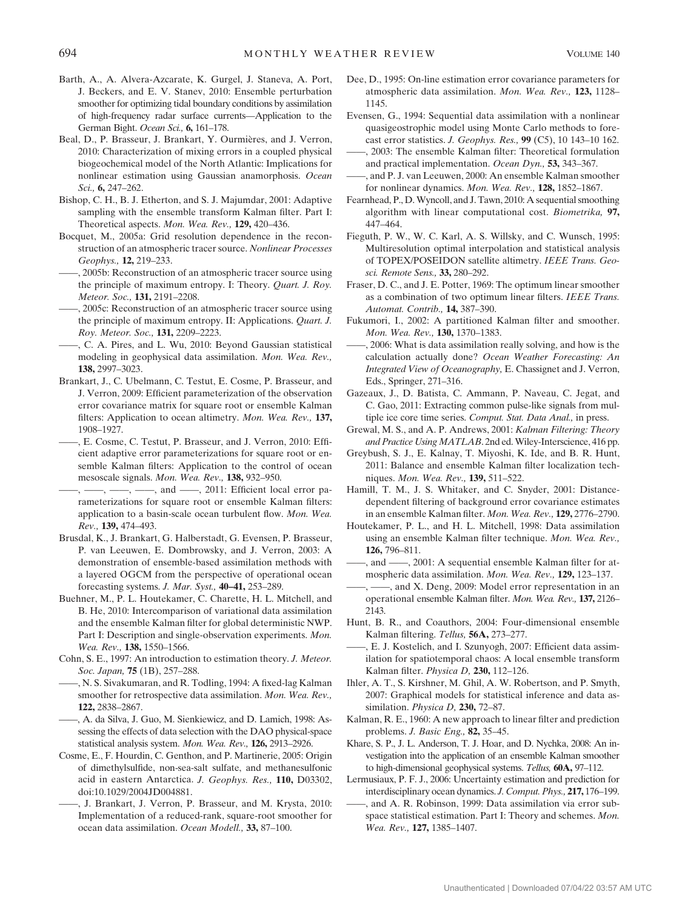Barth, A., A. Alvera-Azcarate, K. Gurgel, J. Staneva, A. Port, J. Beckers, and E. V. Stanev, 2010: Ensemble perturbation smoother for optimizing tidal boundary conditions by assimilation of high-frequency radar surface currents—Application to the German Bight. *Ocean Sci.,* **6,** 161–178.

Beal, D., P. Brasseur, J. Brankart, Y. Ourmières, and J. Verron, 2010: Characterization of mixing errors in a coupled physical biogeochemical model of the North Atlantic: Implications for nonlinear estimation using Gaussian anamorphosis. *Ocean Sci.,* **6,** 247–262.

Bishop, C. H., B. J. Etherton, and S. J. Majumdar, 2001: Adaptive sampling with the ensemble transform Kalman filter. Part I: Theoretical aspects. *Mon. Wea. Rev.,* **129,** 420–436.

Bocquet, M., 2005a: Grid resolution dependence in the reconstruction of an atmospheric tracer source. *Nonlinear Processes Geophys.,* **12,** 219–233.

——, 2005b: Reconstruction of an atmospheric tracer source using the principle of maximum entropy. I: Theory. *Quart. J. Roy. Meteor. Soc.,* **131,** 2191–2208.

——, 2005c: Reconstruction of an atmospheric tracer source using the principle of maximum entropy. II: Applications. *Quart. J. Roy. Meteor. Soc.,* **131,** 2209–2223.

——, C. A. Pires, and L. Wu, 2010: Beyond Gaussian statistical modeling in geophysical data assimilation. *Mon. Wea. Rev.,* **138,** 2997–3023.

Brankart, J., C. Ubelmann, C. Testut, E. Cosme, P. Brasseur, and J. Verron, 2009: Efficient parameterization of the observation error covariance matrix for square root or ensemble Kalman filters: Application to ocean altimetry. *Mon. Wea. Rev.,* **137,** 1908–1927.

——, E. Cosme, C. Testut, P. Brasseur, and J. Verron, 2010: Efficient adaptive error parameterizations for square root or ensemble Kalman filters: Application to the control of ocean mesoscale signals. *Mon. Wea. Rev.,* **138,** 932–950.

——, ——, ——, ——, and ——, 2011: Efficient local error parameterizations for square root or ensemble Kalman filters: application to a basin-scale ocean turbulent flow. *Mon. Wea. Rev.,* **139,** 474–493.

Brusdal, K., J. Brankart, G. Halberstadt, G. Evensen, P. Brasseur, P. van Leeuwen, E. Dombrowsky, and J. Verron, 2003: A demonstration of ensemble-based assimilation methods with a layered OGCM from the perspective of operational ocean forecasting systems. *J. Mar. Syst.,* **40–41,** 253–289.

Buehner, M., P. L. Houtekamer, C. Charette, H. L. Mitchell, and B. He, 2010: Intercomparison of variational data assimilation and the ensemble Kalman filter for global deterministic NWP. Part I: Description and single-observation experiments. *Mon. Wea. Rev.,* **138,** 1550–1566.

Cohn, S. E., 1997: An introduction to estimation theory. *J. Meteor. Soc. Japan,* **75** (1B), 257–288.

——, N. S. Sivakumaran, and R. Todling, 1994: A fixed-lag Kalman smoother for retrospective data assimilation. *Mon. Wea. Rev.,* **122,** 2838–2867.

——, A. da Silva, J. Guo, M. Sienkiewicz, and D. Lamich, 1998: Assessing the effects of data selection with the DAO physical-space statistical analysis system. *Mon. Wea. Rev.,* **126,** 2913–2926.

Cosme, E., F. Hourdin, C. Genthon, and P. Martinerie, 2005: Origin of dimethylsulfide, non-sea-salt sulfate, and methanesulfonic acid in eastern Antarctica. *J. Geophys. Res.,* **110,** D03302, doi:10.1029/2004JD004881.

——, J. Brankart, J. Verron, P. Brasseur, and M. Krysta, 2010: Implementation of a reduced-rank, square-root smoother for ocean data assimilation. *Ocean Modell.,* **33,** 87–100.

Dee, D., 1995: On-line estimation error covariance parameters for atmospheric data assimilation. *Mon. Wea. Rev.,* **123,** 1128–1145.

Evensen, G., 1994: Sequential data assimilation with a nonlinear quasigeostrophic model using Monte Carlo methods to forecast error statistics. *J. Geophys. Res.,* **99** (C5), 10 143–10 162.

——, 2003: The ensemble Kalman filter: Theoretical formulation and practical implementation. *Ocean Dyn.,* **53,** 343–367.

——, and P. J. van Leeuwen, 2000: An ensemble Kalman smoother for nonlinear dynamics. *Mon. Wea. Rev.,* **128,** 1852–1867.

Fearnhead, P., D. Wyncoll, and J. Tawn, 2010: A sequential smoothing algorithm with linear computational cost. *Biometrika,* **97,** 447–464.

Fieguth, P. W., W. C. Karl, A. S. Willsky, and C. Wunsch, 1995: Multiresolution optimal interpolation and statistical analysis of TOPEX/POSEIDON satellite altimetry. *IEEE Trans. Geosci. Remote Sens.,* **33,** 280–292.

Fraser, D. C., and J. E. Potter, 1969: The optimum linear smoother as a combination of two optimum linear filters. *IEEE Trans. Automat. Contrib.,* **14,** 387–390.

Fukumori, I., 2002: A partitioned Kalman filter and smoother. *Mon. Wea. Rev.,* **130,** 1370–1383.

——, 2006: What is data assimilation really solving, and how is the calculation actually done? *Ocean Weather Forecasting: An Integrated View of Oceanography,* E. Chassignet and J. Verron, Eds., Springer, 271–316.

Gazeaux, J., D. Batista, C. Ammann, P. Naveau, C. Jegat, and C. Gao, 2011: Extracting common pulse-like signals from multiple ice core time series. *Comput. Stat. Data Anal.,* in press.

Grewal, M. S., and A. P. Andrews, 2001: *Kalman Filtering: Theory and Practice Using MATLAB.* 2nd ed. Wiley-Interscience, 416 pp.

Greybush, S. J., E. Kalnay, T. Miyoshi, K. Ide, and B. R. Hunt, 2011: Balance and ensemble Kalman filter localization techniques. *Mon. Wea. Rev.,* **139,** 511–522.

Hamill, T. M., J. S. Whitaker, and C. Snyder, 2001: Distance-dependent filtering of background error covariance estimates in an ensemble Kalman filter. *Mon. Wea. Rev.,* **129,** 2776–2790.

Houtekamer, P. L., and H. L. Mitchell, 1998: Data assimilation using an ensemble Kalman filter technique. *Mon. Wea. Rev.,* **126,** 796–811.

——, and ——, 2001: A sequential ensemble Kalman filter for atmospheric data assimilation. *Mon. Wea. Rev.,* **129,** 123–137.

——, ——, and X. Deng, 2009: Model error representation in an operational ensemble Kalman filter. *Mon. Wea. Rev.,* **137,** 2126–2143.

Hunt, B. R., and Coauthors, 2004: Four-dimensional ensemble Kalman filtering. *Tellus,* **56A,** 273–277.

——, E. J. Kostelich, and I. Szunyogh, 2007: Efficient data assimilation for spatiotemporal chaos: A local ensemble transform Kalman filter. *Physica D,* **230,** 112–126.

Ihler, A. T., S. Kirshner, M. Ghil, A. W. Robertson, and P. Smyth, 2007: Graphical models for statistical inference and data assimilation. *Physica D,* **230,** 72–87.

Kalman, R. E., 1960: A new approach to linear filter and prediction problems. *J. Basic Eng.,* **82,** 35–45.

Khare, S. P., J. L. Anderson, T. J. Hoar, and D. Nychka, 2008: An investigation into the application of an ensemble Kalman smoother to high-dimensional geophysical systems. *Tellus,* **60A,** 97–112.

Lermusiaux, P. F. J., 2006: Uncertainty estimation and prediction for interdisciplinary ocean dynamics. *J. Comput. Phys.,* **217,** 176–199.

——, and A. R. Robinson, 1999: Data assimilation via error subspace statistical estimation. Part I: Theory and schemes. *Mon. Wea. Rev.,* **127,** 1385–1407.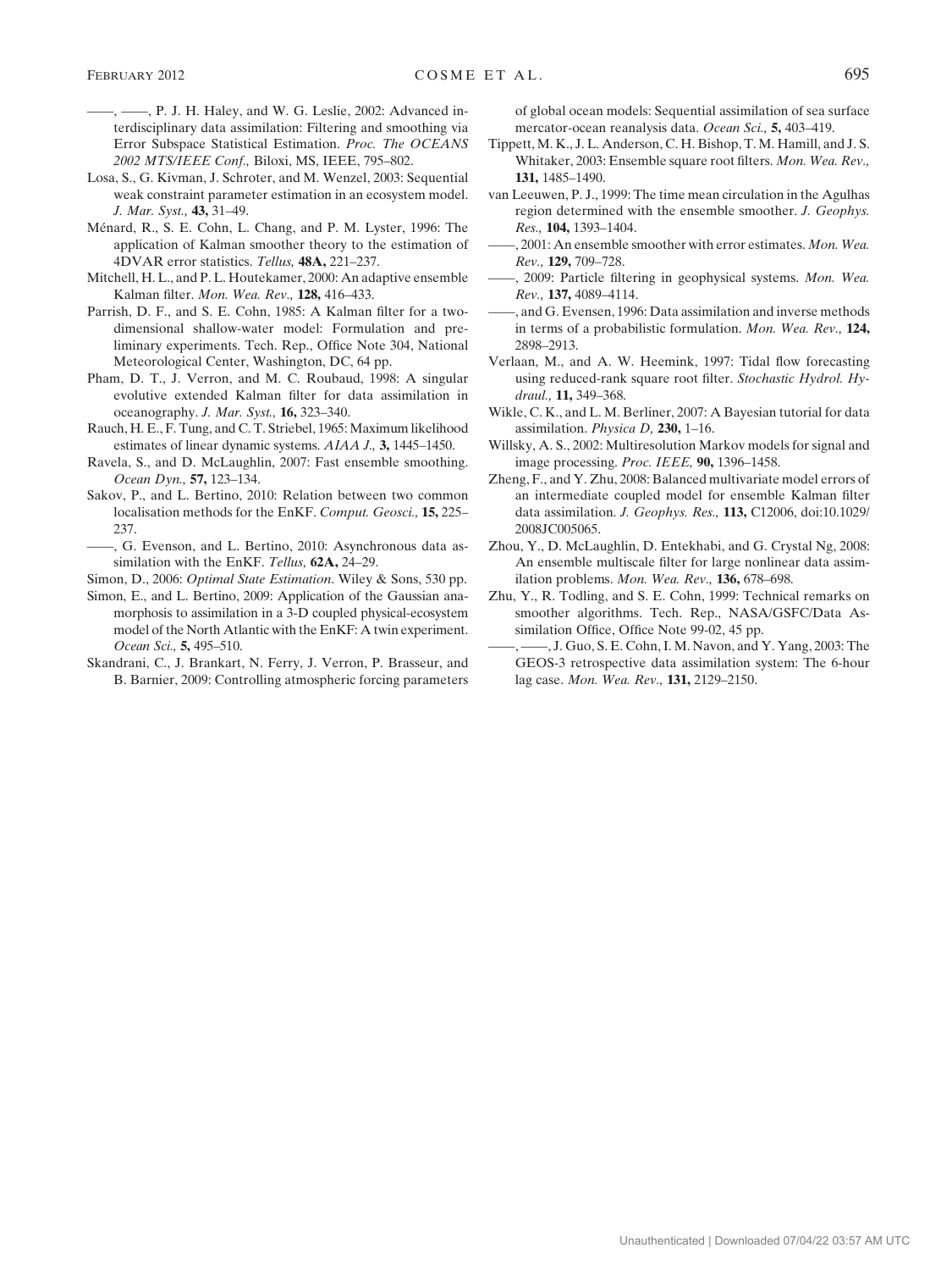——, ——, P. J. H. Haley, and W. G. Leslie, 2002: Advanced interdisciplinary data assimilation: Filtering and smoothing via Error Subspace Statistical Estimation. *Proc. The OCEANS 2002 MTS/IEEE Conf.,* Biloxi, MS, IEEE, 795–802.

Losa, S., G. Kivman, J. Schroter, and M. Wenzel, 2003: Sequential weak constraint parameter estimation in an ecosystem model. *J. Mar. Syst.,* **43,** 31–49.

Ménard, R., S. E. Cohn, L. Chang, and P. M. Lyster, 1996: The application of Kalman smoother theory to the estimation of 4DVAR error statistics. *Tellus,* **48A,** 221–237.

Mitchell, H. L., and P. L. Houtekamer, 2000: An adaptive ensemble Kalman filter. *Mon. Wea. Rev.,* **128,** 416–433.

Parrish, D. F., and S. E. Cohn, 1985: A Kalman filter for a two-dimensional shallow-water model: Formulation and preliminary experiments. Tech. Rep., Office Note 304, National Meteorological Center, Washington, DC, 64 pp.

Pham, D. T., J. Verron, and M. C. Roubaud, 1998: A singular evolutive extended Kalman filter for data assimilation in oceanography. *J. Mar. Syst.,* **16,** 323–340.

Rauch, H. E., F. Tung, and C. T. Striebel, 1965: Maximum likelihood estimates of linear dynamic systems. *AIAA J.,* **3,** 1445–1450.

Ravela, S., and D. McLaughlin, 2007: Fast ensemble smoothing. *Ocean Dyn.,* **57,** 123–134.

Sakov, P., and L. Bertino, 2010: Relation between two common localisation methods for the EnKF. *Comput. Geosci.,* **15,** 225–237.

——, G. Evenson, and L. Bertino, 2010: Asynchronous data assimilation with the EnKF. *Tellus,* **62A,** 24–29.

Simon, D., 2006: *Optimal State Estimation*. Wiley & Sons, 530 pp.

Simon, E., and L. Bertino, 2009: Application of the Gaussian anamorphosis to assimilation in a 3-D coupled physical-ecosystem model of the North Atlantic with the EnKF: A twin experiment. *Ocean Sci.,* **5,** 495–510.

Skandrani, C., J. Brankart, N. Ferry, J. Verron, P. Brasseur, and B. Barnier, 2009: Controlling atmospheric forcing parameters of global ocean models: Sequential assimilation of sea surface mercator-ocean reanalysis data. *Ocean Sci.,* **5,** 403–419.

Tippett, M. K., J. L. Anderson, C. H. Bishop, T. M. Hamill, and J. S. Whitaker, 2003: Ensemble square root filters. *Mon. Wea. Rev.,* **131,** 1485–1490.

van Leeuwen, P. J., 1999: The time mean circulation in the Agulhas region determined with the ensemble smoother. *J. Geophys. Res.,* **104,** 1393–1404.

——, 2001: An ensemble smoother with error estimates. *Mon. Wea. Rev.,* **129,** 709–728.

——, 2009: Particle filtering in geophysical systems. *Mon. Wea. Rev.,* **137,** 4089–4114.

——, and G. Evensen, 1996: Data assimilation and inverse methods in terms of a probabilistic formulation. *Mon. Wea. Rev.,* **124,** 2898–2913.

Verlaan, M., and A. W. Heemink, 1997: Tidal flow forecasting using reduced-rank square root filter. *Stochastic Hydrol. Hydraul.,* **11,** 349–368.

Wikle, C. K., and L. M. Berliner, 2007: A Bayesian tutorial for data assimilation. *Physica D,* **230,** 1–16.

Willsky, A. S., 2002: Multiresolution Markov models for signal and image processing. *Proc. IEEE,* **90,** 1396–1458.

Zheng, F., and Y. Zhu, 2008: Balanced multivariate model errors of an intermediate coupled model for ensemble Kalman filter data assimilation. *J. Geophys. Res.,* **113,** C12006, doi:10.1029/2008JC005065.

Zhou, Y., D. McLaughlin, D. Entekhabi, and G. Crystal Ng, 2008: An ensemble multiscale filter for large nonlinear data assimilation problems. *Mon. Wea. Rev.,* **136,** 678–698.

Zhu, Y., R. Todling, and S. E. Cohn, 1999: Technical remarks on smoother algorithms. Tech. Rep., NASA/GSFC/Data Assimilation Office, Office Note 99-02, 45 pp.

——, ——, J. Guo, S. E. Cohn, I. M. Navon, and Y. Yang, 2003: The GEOS-3 retrospective data assimilation system: The 6-hour lag case. *Mon. Wea. Rev.,* **131,** 2129–2150.